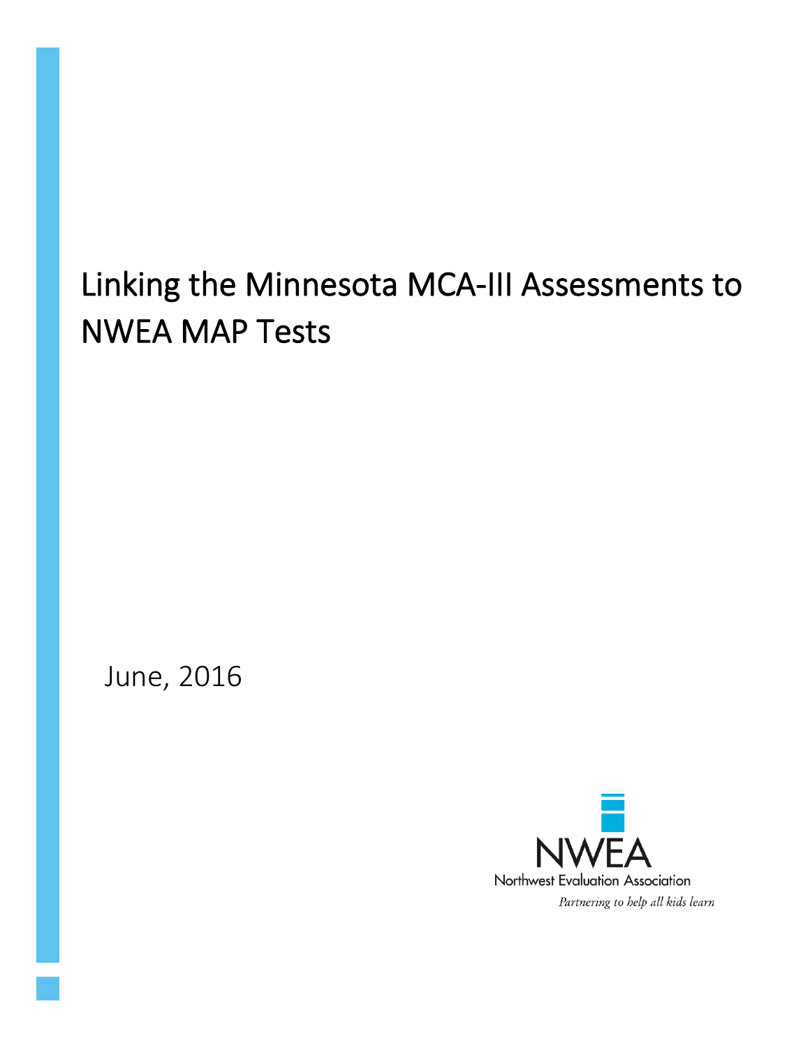# Linking the Minnesota MCA-III Assessments to NWEA MAP Tests

June, 2016

NWEA

Northwest Evaluation Association

*Partnering to help all kids learn*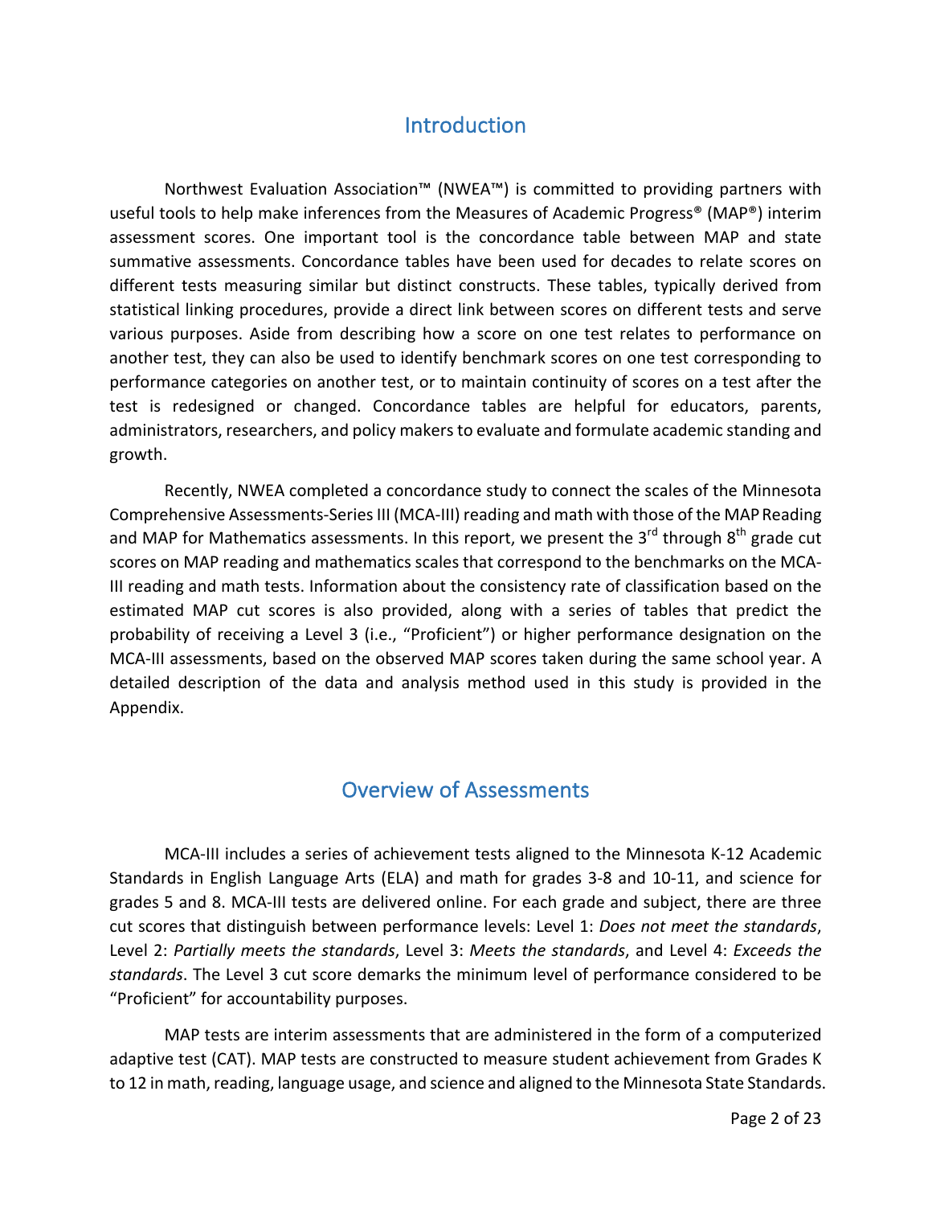## Introduction

Northwest Evaluation Association™ (NWEA™) is committed to providing partners with useful tools to help make inferences from the Measures of Academic Progress® (MAP®) interim assessment scores. One important tool is the concordance table between MAP and state summative assessments. Concordance tables have been used for decades to relate scores on different tests measuring similar but distinct constructs. These tables, typically derived from statistical linking procedures, provide a direct link between scores on different tests and serve various purposes. Aside from describing how a score on one test relates to performance on another test, they can also be used to identify benchmark scores on one test corresponding to performance categories on another test, or to maintain continuity of scores on a test after the test is redesigned or changed. Concordance tables are helpful for educators, parents, administrators, researchers, and policy makers to evaluate and formulate academic standing and growth.

Recently, NWEA completed a concordance study to connect the scales of the Minnesota Comprehensive Assessments-Series III (MCA-III) reading and math with those of the MAP Reading and MAP for Mathematics assessments. In this report, we present the 3rd through 8th grade cut scores on MAP reading and mathematics scales that correspond to the benchmarks on the MCA-III reading and math tests. Information about the consistency rate of classification based on the estimated MAP cut scores is also provided, along with a series of tables that predict the probability of receiving a Level 3 (i.e., "Proficient") or higher performance designation on the MCA-III assessments, based on the observed MAP scores taken during the same school year. A detailed description of the data and analysis method used in this study is provided in the Appendix.

## Overview of Assessments

MCA-III includes a series of achievement tests aligned to the Minnesota K-12 Academic Standards in English Language Arts (ELA) and math for grades 3-8 and 10-11, and science for grades 5 and 8. MCA-III tests are delivered online. For each grade and subject, there are three cut scores that distinguish between performance levels: Level 1: *Does not meet the standards*, Level 2: *Partially meets the standards*, Level 3: *Meets the standards*, and Level 4: *Exceeds the standards*. The Level 3 cut score demarks the minimum level of performance considered to be "Proficient" for accountability purposes.

MAP tests are interim assessments that are administered in the form of a computerized adaptive test (CAT). MAP tests are constructed to measure student achievement from Grades K to 12 in math, reading, language usage, and science and aligned to the Minnesota State Standards.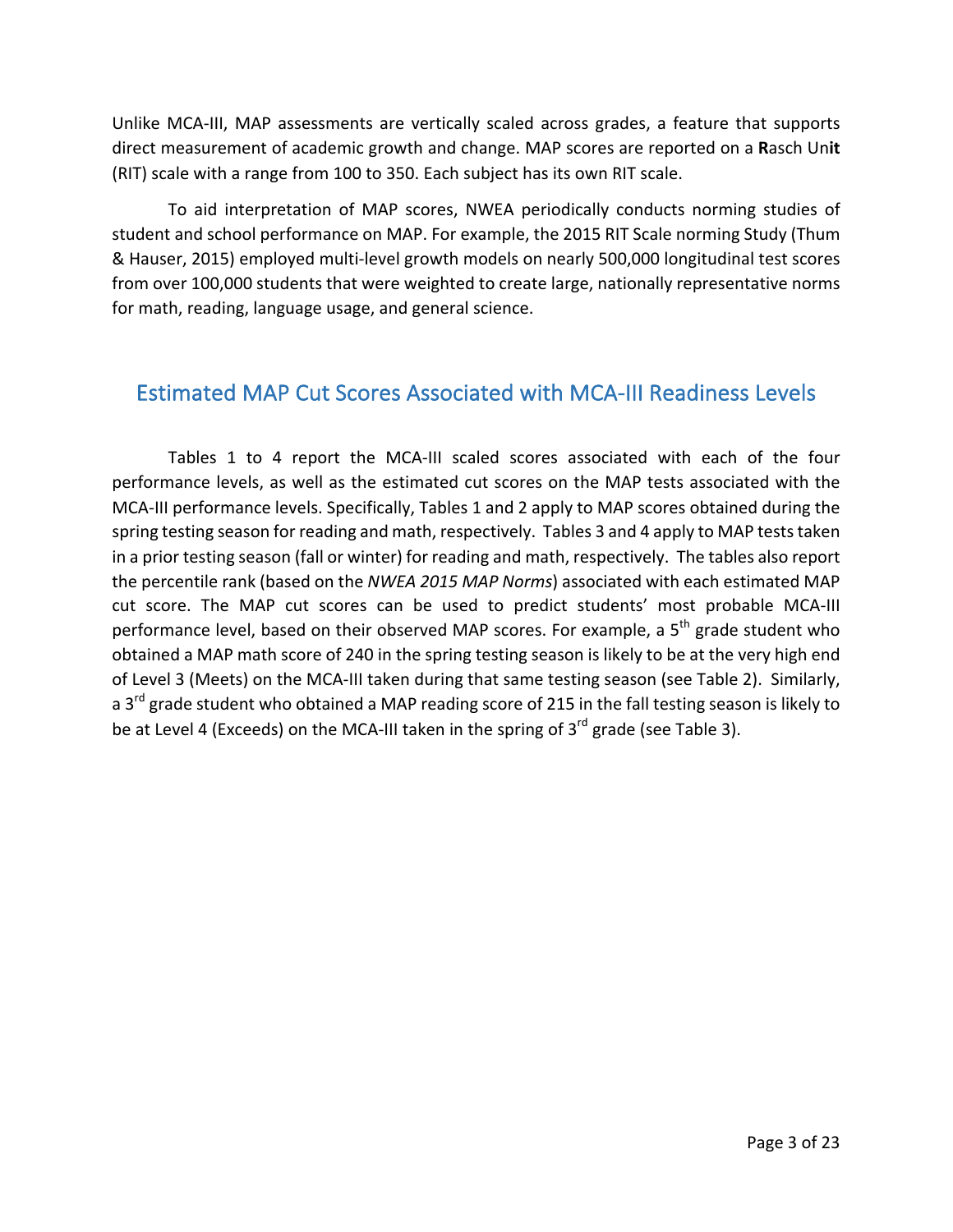Unlike MCA-III, MAP assessments are vertically scaled across grades, a feature that supports direct measurement of academic growth and change. MAP scores are reported on a **R**asch Un**it** (RIT) scale with a range from 100 to 350. Each subject has its own RIT scale.

To aid interpretation of MAP scores, NWEA periodically conducts norming studies of student and school performance on MAP. For example, the 2015 RIT Scale norming Study (Thum & Hauser, 2015) employed multi-level growth models on nearly 500,000 longitudinal test scores from over 100,000 students that were weighted to create large, nationally representative norms for math, reading, language usage, and general science.

## Estimated MAP Cut Scores Associated with MCA-III Readiness Levels

Tables 1 to 4 report the MCA-III scaled scores associated with each of the four performance levels, as well as the estimated cut scores on the MAP tests associated with the MCA-III performance levels. Specifically, Tables 1 and 2 apply to MAP scores obtained during the spring testing season for reading and math, respectively. Tables 3 and 4 apply to MAP tests taken in a prior testing season (fall or winter) for reading and math, respectively. The tables also report the percentile rank (based on the *NWEA 2015 MAP Norms*) associated with each estimated MAP cut score. The MAP cut scores can be used to predict students' most probable MCA-III performance level, based on their observed MAP scores. For example, a 5th grade student who obtained a MAP math score of 240 in the spring testing season is likely to be at the very high end of Level 3 (Meets) on the MCA-III taken during that same testing season (see Table 2). Similarly, a 3rd grade student who obtained a MAP reading score of 215 in the fall testing season is likely to be at Level 4 (Exceeds) on the MCA-III taken in the spring of 3rd grade (see Table 3).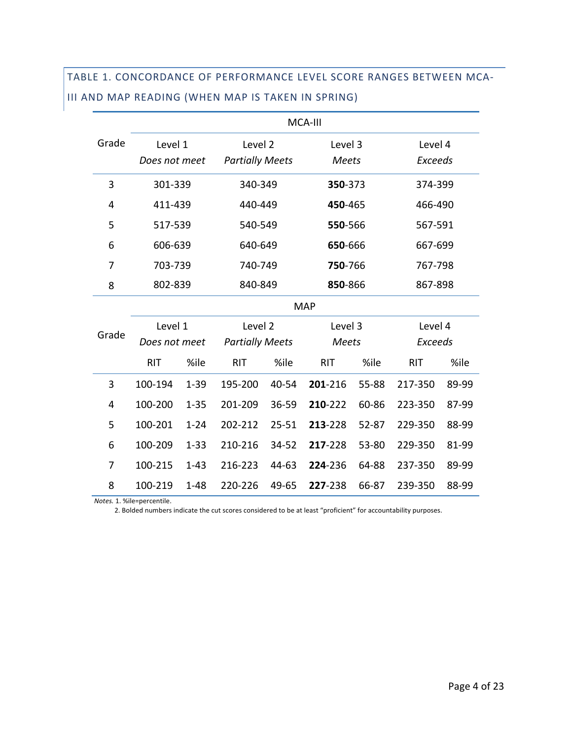## TABLE 1. CONCORDANCE OF PERFORMANCE LEVEL SCORE RANGES BETWEEN MCA-III AND MAP READING (WHEN MAP IS TAKEN IN SPRING)

| Grade | MCA-III | | | | | | | |
|---|---|---|---|---|---|---|---|---|
| | Level 1 *Does not meet* | | Level 2 *Partially Meets* | | Level 3 *Meets* | | Level 4 *Exceeds* | |
| 3 | 301-339 | | 340-349 | | **350**-373 | | 374-399 | |
| 4 | 411-439 | | 440-449 | | **450**-465 | | 466-490 | |
| 5 | 517-539 | | 540-549 | | **550**-566 | | 567-591 | |
| 6 | 606-639 | | 640-649 | | **650**-666 | | 667-699 | |
| 7 | 703-739 | | 740-749 | | **750**-766 | | 767-798 | |
| 8 | 802-839 | | 840-849 | | **850**-866 | | 867-898 | |
| | **MAP** | | | | | | | |
| Grade | Level 1 *Does not meet* | | Level 2 *Partially Meets* | | Level 3 *Meets* | | Level 4 *Exceeds* | |
| | RIT | %ile | RIT | %ile | RIT | %ile | RIT | %ile |
| 3 | 100-194 | 1-39 | 195-200 | 40-54 | **201**-216 | 55-88 | 217-350 | 89-99 |
| 4 | 100-200 | 1-35 | 201-209 | 36-59 | **210**-222 | 60-86 | 223-350 | 87-99 |
| 5 | 100-201 | 1-24 | 202-212 | 25-51 | **213**-228 | 52-87 | 229-350 | 88-99 |
| 6 | 100-209 | 1-33 | 210-216 | 34-52 | **217**-228 | 53-80 | 229-350 | 81-99 |
| 7 | 100-215 | 1-43 | 216-223 | 44-63 | **224**-236 | 64-88 | 237-350 | 89-99 |
| 8 | 100-219 | 1-48 | 220-226 | 49-65 | **227**-238 | 66-87 | 239-350 | 88-99 |

*Notes.* 1. %ile=percentile.
2. Bolded numbers indicate the cut scores considered to be at least "proficient" for accountability purposes.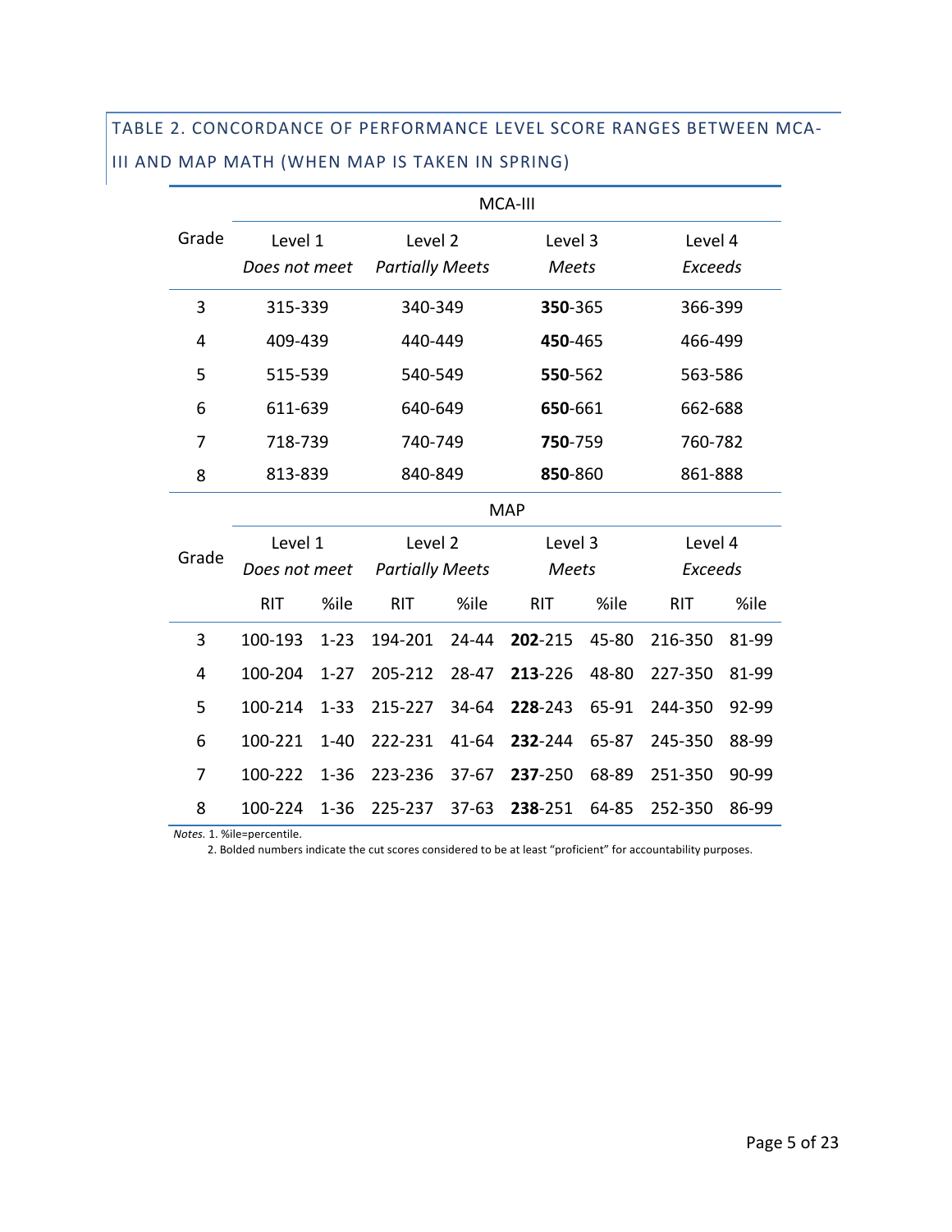### TABLE 2. CONCORDANCE OF PERFORMANCE LEVEL SCORE RANGES BETWEEN MCA-III AND MAP MATH (WHEN MAP IS TAKEN IN SPRING)

| Grade | MCA-III | | | |
|---|---|---|---|---|
| | Level 1 *Does not meet* | Level 2 *Partially Meets* | Level 3 *Meets* | Level 4 *Exceeds* |
| 3 | 315-339 | 340-349 | **350**-365 | 366-399 |
| 4 | 409-439 | 440-449 | **450**-465 | 466-499 |
| 5 | 515-539 | 540-549 | **550**-562 | 563-586 |
| 6 | 611-639 | 640-649 | **650**-661 | 662-688 |
| 7 | 718-739 | 740-749 | **750**-759 | 760-782 |
| 8 | 813-839 | 840-849 | **850**-860 | 861-888 |

| Grade | MAP | | | | | | | |
|---|---|---|---|---|---|---|---|---|
| | Level 1 *Does not meet* | | Level 2 *Partially Meets* | | Level 3 *Meets* | | Level 4 *Exceeds* | |
| | RIT | %ile | RIT | %ile | RIT | %ile | RIT | %ile |
| 3 | 100-193 | 1-23 | 194-201 | 24-44 | **202**-215 | 45-80 | 216-350 | 81-99 |
| 4 | 100-204 | 1-27 | 205-212 | 28-47 | **213**-226 | 48-80 | 227-350 | 81-99 |
| 5 | 100-214 | 1-33 | 215-227 | 34-64 | **228**-243 | 65-91 | 244-350 | 92-99 |
| 6 | 100-221 | 1-40 | 222-231 | 41-64 | **232**-244 | 65-87 | 245-350 | 88-99 |
| 7 | 100-222 | 1-36 | 223-236 | 37-67 | **237**-250 | 68-89 | 251-350 | 90-99 |
| 8 | 100-224 | 1-36 | 225-237 | 37-63 | **238**-251 | 64-85 | 252-350 | 86-99 |

*Notes.* 1. %ile=percentile.

2. Bolded numbers indicate the cut scores considered to be at least "proficient" for accountability purposes.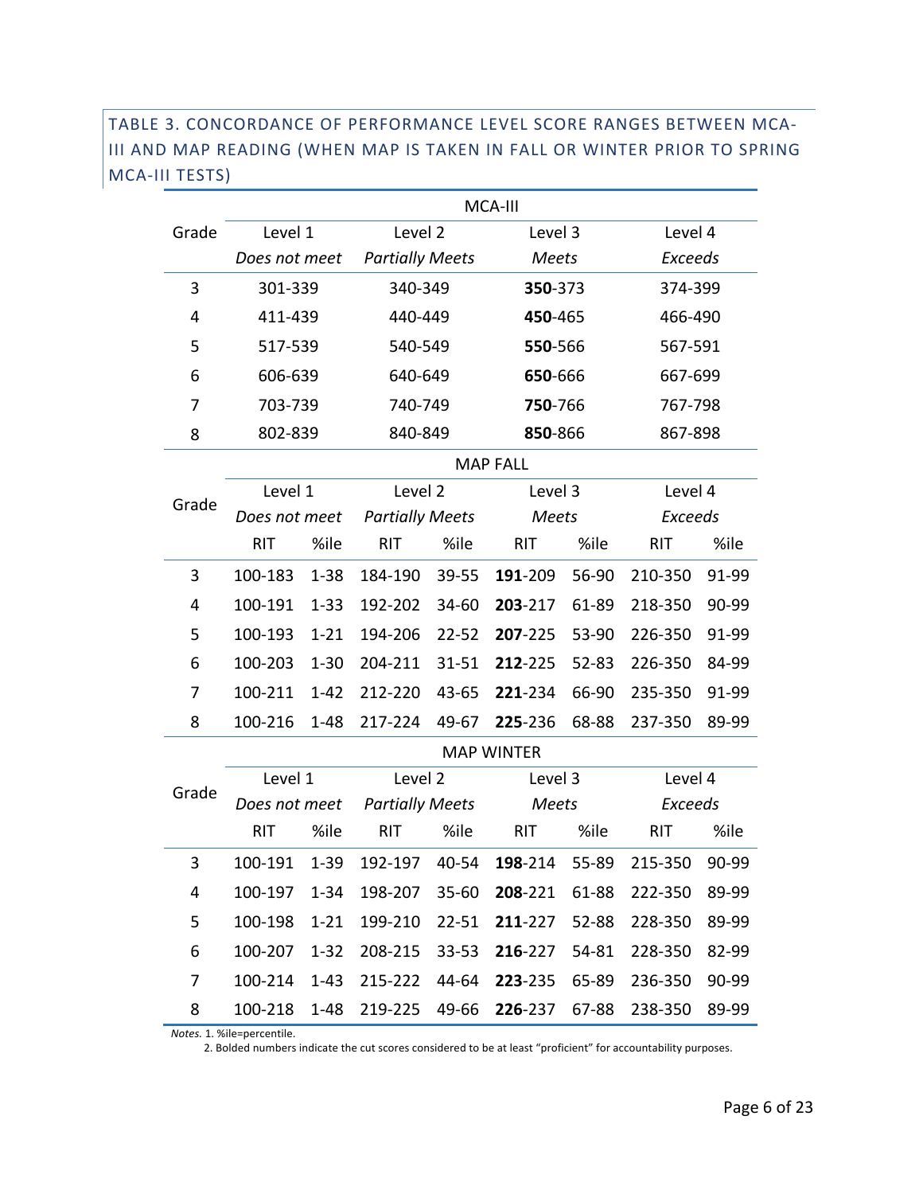### TABLE 3. CONCORDANCE OF PERFORMANCE LEVEL SCORE RANGES BETWEEN MCA-III AND MAP READING (WHEN MAP IS TAKEN IN FALL OR WINTER PRIOR TO SPRING MCA-III TESTS)

| Grade | MCA-III | | | | | | | |
|---|---|---|---|---|---|---|---|---|
| | Level 1 *Does not meet* | | Level 2 *Partially Meets* | | Level 3 *Meets* | | Level 4 *Exceeds* | |
| 3 | 301-339 | | 340-349 | | **350**-373 | | 374-399 | |
| 4 | 411-439 | | 440-449 | | **450**-465 | | 466-490 | |
| 5 | 517-539 | | 540-549 | | **550**-566 | | 567-591 | |
| 6 | 606-639 | | 640-649 | | **650**-666 | | 667-699 | |
| 7 | 703-739 | | 740-749 | | **750**-766 | | 767-798 | |
| 8 | 802-839 | | 840-849 | | **850**-866 | | 867-898 | |
| | MAP FALL | | | | | | | |
| Grade | Level 1 *Does not meet* | | Level 2 *Partially Meets* | | Level 3 *Meets* | | Level 4 *Exceeds* | |
| | RIT | %ile | RIT | %ile | RIT | %ile | RIT | %ile |
| 3 | 100-183 | 1-38 | 184-190 | 39-55 | **191**-209 | 56-90 | 210-350 | 91-99 |
| 4 | 100-191 | 1-33 | 192-202 | 34-60 | **203**-217 | 61-89 | 218-350 | 90-99 |
| 5 | 100-193 | 1-21 | 194-206 | 22-52 | **207**-225 | 53-90 | 226-350 | 91-99 |
| 6 | 100-203 | 1-30 | 204-211 | 31-51 | **212**-225 | 52-83 | 226-350 | 84-99 |
| 7 | 100-211 | 1-42 | 212-220 | 43-65 | **221**-234 | 66-90 | 235-350 | 91-99 |
| 8 | 100-216 | 1-48 | 217-224 | 49-67 | **225**-236 | 68-88 | 237-350 | 89-99 |
| | MAP WINTER | | | | | | | |
| Grade | Level 1 *Does not meet* | | Level 2 *Partially Meets* | | Level 3 *Meets* | | Level 4 *Exceeds* | |
| | RIT | %ile | RIT | %ile | RIT | %ile | RIT | %ile |
| 3 | 100-191 | 1-39 | 192-197 | 40-54 | **198**-214 | 55-89 | 215-350 | 90-99 |
| 4 | 100-197 | 1-34 | 198-207 | 35-60 | **208**-221 | 61-88 | 222-350 | 89-99 |
| 5 | 100-198 | 1-21 | 199-210 | 22-51 | **211**-227 | 52-88 | 228-350 | 89-99 |
| 6 | 100-207 | 1-32 | 208-215 | 33-53 | **216**-227 | 54-81 | 228-350 | 82-99 |
| 7 | 100-214 | 1-43 | 215-222 | 44-64 | **223**-235 | 65-89 | 236-350 | 90-99 |
| 8 | 100-218 | 1-48 | 219-225 | 49-66 | **226**-237 | 67-88 | 238-350 | 89-99 |

*Notes.* 1. %ile=percentile.
2. Bolded numbers indicate the cut scores considered to be at least "proficient" for accountability purposes.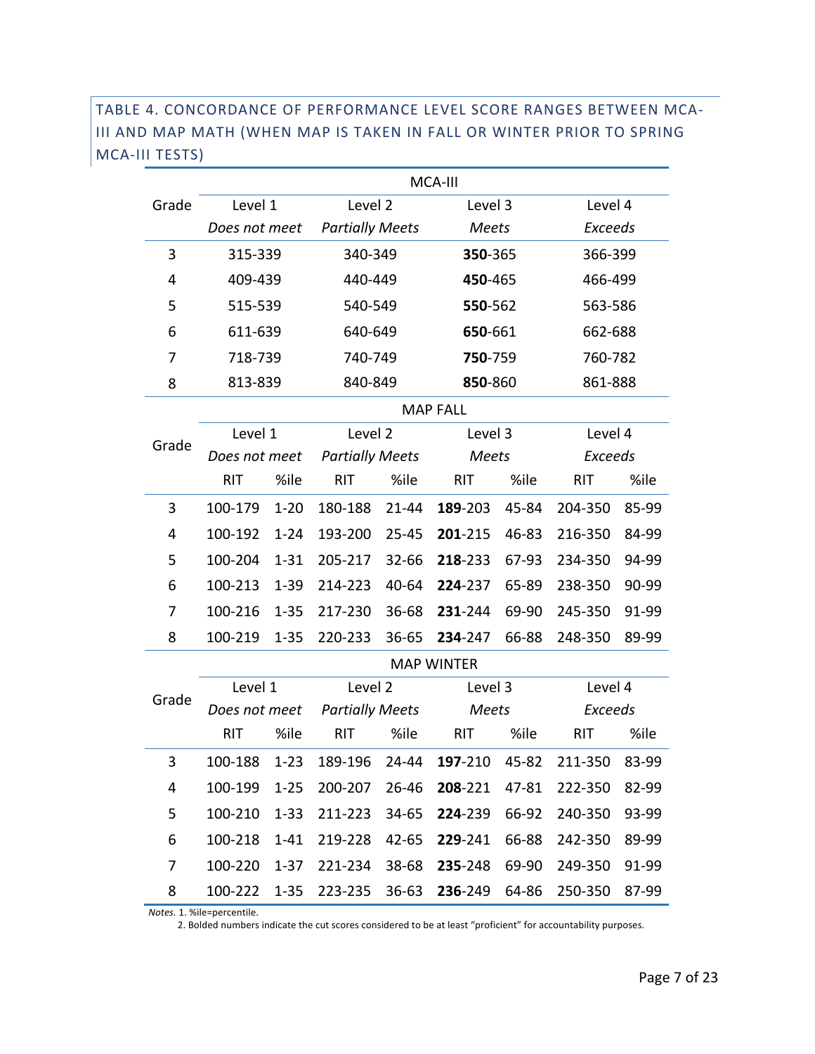### TABLE 4. CONCORDANCE OF PERFORMANCE LEVEL SCORE RANGES BETWEEN MCA-III AND MAP MATH (WHEN MAP IS TAKEN IN FALL OR WINTER PRIOR TO SPRING MCA-III TESTS)

| Grade | MCA-III | | | |
|---|---|---|---|---|
| | Level 1 *Does not meet* | Level 2 *Partially Meets* | Level 3 *Meets* | Level 4 *Exceeds* |
| 3 | 315-339 | 340-349 | **350**-365 | 366-399 |
| 4 | 409-439 | 440-449 | **450**-465 | 466-499 |
| 5 | 515-539 | 540-549 | **550**-562 | 563-586 |
| 6 | 611-639 | 640-649 | **650**-661 | 662-688 |
| 7 | 718-739 | 740-749 | **750**-759 | 760-782 |
| 8 | 813-839 | 840-849 | **850**-860 | 861-888 |

| Grade | MAP FALL | | | | | | | |
|---|---|---|---|---|---|---|---|---|
| | Level 1 *Does not meet* | | Level 2 *Partially Meets* | | Level 3 *Meets* | | Level 4 *Exceeds* | |
| | RIT | %ile | RIT | %ile | RIT | %ile | RIT | %ile |
| 3 | 100-179 | 1-20 | 180-188 | 21-44 | **189**-203 | 45-84 | 204-350 | 85-99 |
| 4 | 100-192 | 1-24 | 193-200 | 25-45 | **201**-215 | 46-83 | 216-350 | 84-99 |
| 5 | 100-204 | 1-31 | 205-217 | 32-66 | **218**-233 | 67-93 | 234-350 | 94-99 |
| 6 | 100-213 | 1-39 | 214-223 | 40-64 | **224**-237 | 65-89 | 238-350 | 90-99 |
| 7 | 100-216 | 1-35 | 217-230 | 36-68 | **231**-244 | 69-90 | 245-350 | 91-99 |
| 8 | 100-219 | 1-35 | 220-233 | 36-65 | **234**-247 | 66-88 | 248-350 | 89-99 |

| Grade | MAP WINTER | | | | | | | |
|---|---|---|---|---|---|---|---|---|
| | Level 1 *Does not meet* | | Level 2 *Partially Meets* | | Level 3 *Meets* | | Level 4 *Exceeds* | |
| | RIT | %ile | RIT | %ile | RIT | %ile | RIT | %ile |
| 3 | 100-188 | 1-23 | 189-196 | 24-44 | **197**-210 | 45-82 | 211-350 | 83-99 |
| 4 | 100-199 | 1-25 | 200-207 | 26-46 | **208**-221 | 47-81 | 222-350 | 82-99 |
| 5 | 100-210 | 1-33 | 211-223 | 34-65 | **224**-239 | 66-92 | 240-350 | 93-99 |
| 6 | 100-218 | 1-41 | 219-228 | 42-65 | **229**-241 | 66-88 | 242-350 | 89-99 |
| 7 | 100-220 | 1-37 | 221-234 | 38-68 | **235**-248 | 69-90 | 249-350 | 91-99 |
| 8 | 100-222 | 1-35 | 223-235 | 36-63 | **236**-249 | 64-86 | 250-350 | 87-99 |

*Notes.* 1. %ile=percentile.
2. Bolded numbers indicate the cut scores considered to be at least "proficient" for accountability purposes.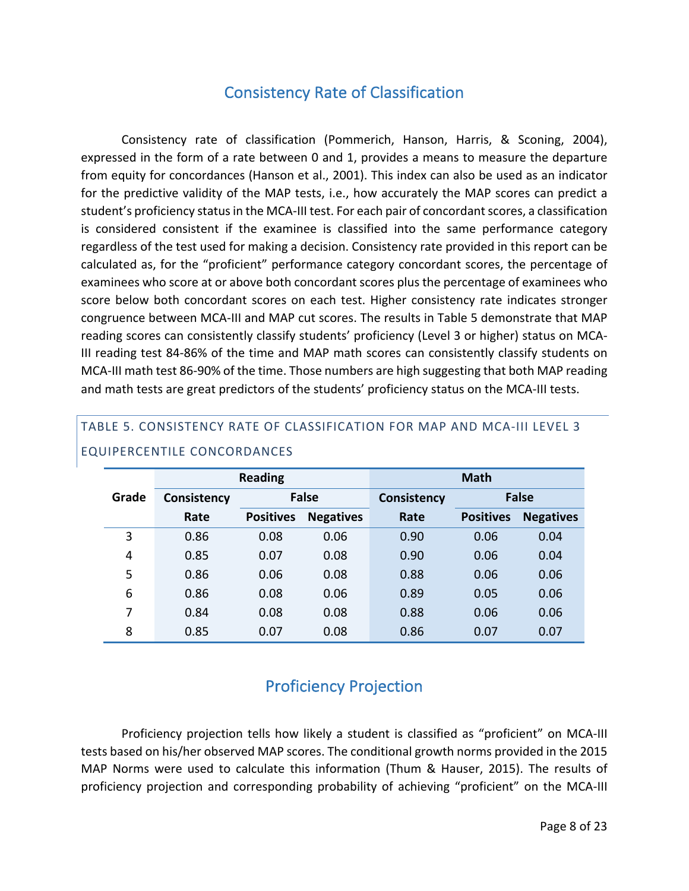## Consistency Rate of Classification

Consistency rate of classification (Pommerich, Hanson, Harris, & Sconing, 2004), expressed in the form of a rate between 0 and 1, provides a means to measure the departure from equity for concordances (Hanson et al., 2001). This index can also be used as an indicator for the predictive validity of the MAP tests, i.e., how accurately the MAP scores can predict a student's proficiency status in the MCA-III test. For each pair of concordant scores, a classification is considered consistent if the examinee is classified into the same performance category regardless of the test used for making a decision. Consistency rate provided in this report can be calculated as, for the "proficient" performance category concordant scores, the percentage of examinees who score at or above both concordant scores plus the percentage of examinees who score below both concordant scores on each test. Higher consistency rate indicates stronger congruence between MCA-III and MAP cut scores. The results in Table 5 demonstrate that MAP reading scores can consistently classify students' proficiency (Level 3 or higher) status on MCA-III reading test 84-86% of the time and MAP math scores can consistently classify students on MCA-III math test 86-90% of the time. Those numbers are high suggesting that both MAP reading and math tests are great predictors of the students' proficiency status on the MCA-III tests.

TABLE 5. CONSISTENCY RATE OF CLASSIFICATION FOR MAP AND MCA-III LEVEL 3 EQUIPERCENTILE CONCORDANCES

| Grade | Reading | | | Math | | |
|---|---|---|---|---|---|---|
| | Consistency | False | | Consistency | False | |
| | Rate | Positives | Negatives | Rate | Positives | Negatives |
| 3 | 0.86 | 0.08 | 0.06 | 0.90 | 0.06 | 0.04 |
| 4 | 0.85 | 0.07 | 0.08 | 0.90 | 0.06 | 0.04 |
| 5 | 0.86 | 0.06 | 0.08 | 0.88 | 0.06 | 0.06 |
| 6 | 0.86 | 0.08 | 0.06 | 0.89 | 0.05 | 0.06 |
| 7 | 0.84 | 0.08 | 0.08 | 0.88 | 0.06 | 0.06 |
| 8 | 0.85 | 0.07 | 0.08 | 0.86 | 0.07 | 0.07 |

## Proficiency Projection

Proficiency projection tells how likely a student is classified as "proficient" on MCA-III tests based on his/her observed MAP scores. The conditional growth norms provided in the 2015 MAP Norms were used to calculate this information (Thum & Hauser, 2015). The results of proficiency projection and corresponding probability of achieving "proficient" on the MCA-III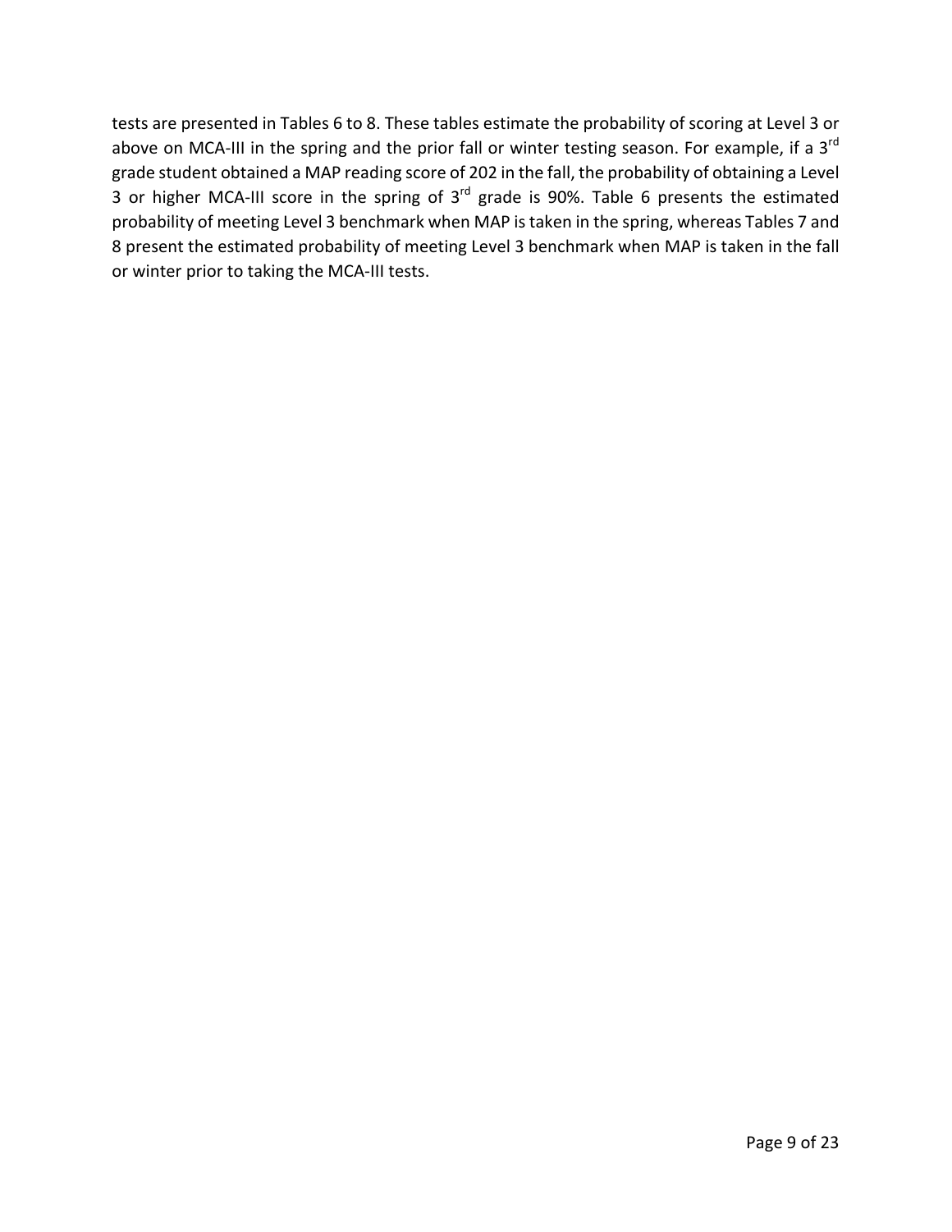tests are presented in Tables 6 to 8. These tables estimate the probability of scoring at Level 3 or above on MCA-III in the spring and the prior fall or winter testing season. For example, if a 3rd grade student obtained a MAP reading score of 202 in the fall, the probability of obtaining a Level 3 or higher MCA-III score in the spring of 3rd grade is 90%. Table 6 presents the estimated probability of meeting Level 3 benchmark when MAP is taken in the spring, whereas Tables 7 and 8 present the estimated probability of meeting Level 3 benchmark when MAP is taken in the fall or winter prior to taking the MCA-III tests.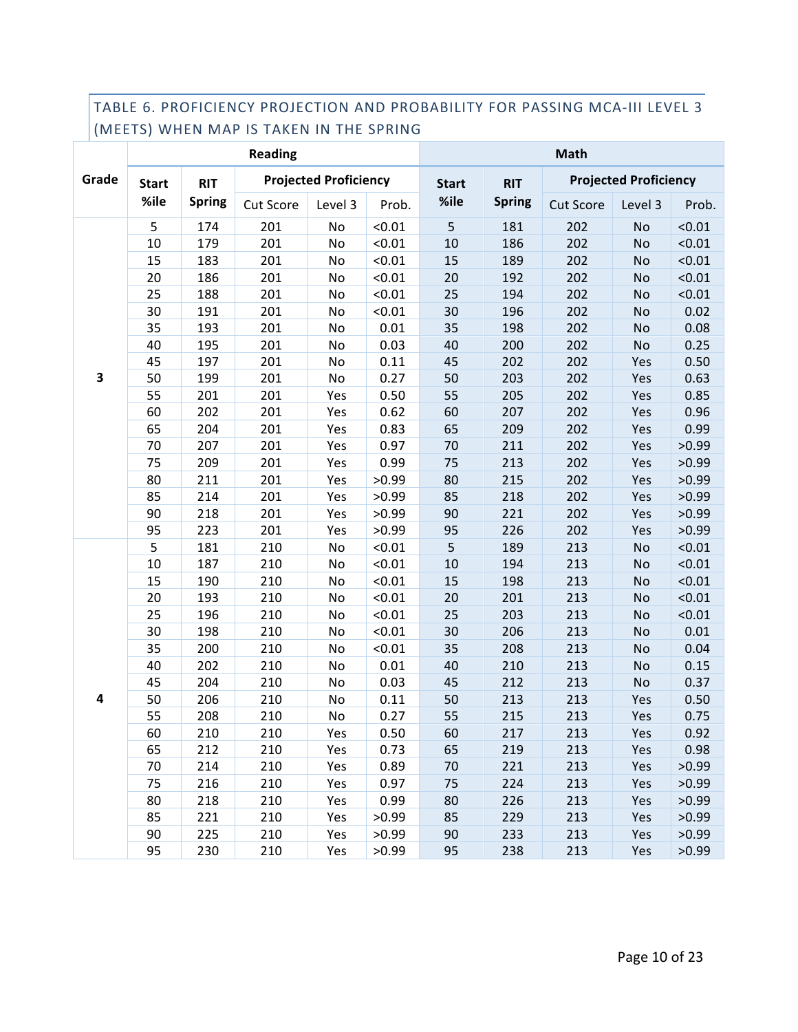### TABLE 6. PROFICIENCY PROJECTION AND PROBABILITY FOR PASSING MCA-III LEVEL 3 (MEETS) WHEN MAP IS TAKEN IN THE SPRING

| Grade | Reading | | | | | Math | | | | |
|---|---|---|---|---|---|---|---|---|---|---|
| | Start %ile | RIT Spring | Projected Proficiency | | | Start %ile | RIT Spring | Projected Proficiency | | |
| | | | Cut Score | Level 3 | Prob. | | | Cut Score | Level 3 | Prob. |
| 3 | 5 | 174 | 201 | No | <0.01 | 5 | 181 | 202 | No | <0.01 |
| | 10 | 179 | 201 | No | <0.01 | 10 | 186 | 202 | No | <0.01 |
| | 15 | 183 | 201 | No | <0.01 | 15 | 189 | 202 | No | <0.01 |
| | 20 | 186 | 201 | No | <0.01 | 20 | 192 | 202 | No | <0.01 |
| | 25 | 188 | 201 | No | <0.01 | 25 | 194 | 202 | No | <0.01 |
| | 30 | 191 | 201 | No | <0.01 | 30 | 196 | 202 | No | 0.02 |
| | 35 | 193 | 201 | No | 0.01 | 35 | 198 | 202 | No | 0.08 |
| | 40 | 195 | 201 | No | 0.03 | 40 | 200 | 202 | No | 0.25 |
| | 45 | 197 | 201 | No | 0.11 | 45 | 202 | 202 | Yes | 0.50 |
| | 50 | 199 | 201 | No | 0.27 | 50 | 203 | 202 | Yes | 0.63 |
| | 55 | 201 | 201 | Yes | 0.50 | 55 | 205 | 202 | Yes | 0.85 |
| | 60 | 202 | 201 | Yes | 0.62 | 60 | 207 | 202 | Yes | 0.96 |
| | 65 | 204 | 201 | Yes | 0.83 | 65 | 209 | 202 | Yes | 0.99 |
| | 70 | 207 | 201 | Yes | 0.97 | 70 | 211 | 202 | Yes | >0.99 |
| | 75 | 209 | 201 | Yes | 0.99 | 75 | 213 | 202 | Yes | >0.99 |
| | 80 | 211 | 201 | Yes | >0.99 | 80 | 215 | 202 | Yes | >0.99 |
| | 85 | 214 | 201 | Yes | >0.99 | 85 | 218 | 202 | Yes | >0.99 |
| | 90 | 218 | 201 | Yes | >0.99 | 90 | 221 | 202 | Yes | >0.99 |
| | 95 | 223 | 201 | Yes | >0.99 | 95 | 226 | 202 | Yes | >0.99 |
| 4 | 5 | 181 | 210 | No | <0.01 | 5 | 189 | 213 | No | <0.01 |
| | 10 | 187 | 210 | No | <0.01 | 10 | 194 | 213 | No | <0.01 |
| | 15 | 190 | 210 | No | <0.01 | 15 | 198 | 213 | No | <0.01 |
| | 20 | 193 | 210 | No | <0.01 | 20 | 201 | 213 | No | <0.01 |
| | 25 | 196 | 210 | No | <0.01 | 25 | 203 | 213 | No | <0.01 |
| | 30 | 198 | 210 | No | <0.01 | 30 | 206 | 213 | No | 0.01 |
| | 35 | 200 | 210 | No | <0.01 | 35 | 208 | 213 | No | 0.04 |
| | 40 | 202 | 210 | No | 0.01 | 40 | 210 | 213 | No | 0.15 |
| | 45 | 204 | 210 | No | 0.03 | 45 | 212 | 213 | No | 0.37 |
| | 50 | 206 | 210 | No | 0.11 | 50 | 213 | 213 | Yes | 0.50 |
| | 55 | 208 | 210 | No | 0.27 | 55 | 215 | 213 | Yes | 0.75 |
| | 60 | 210 | 210 | Yes | 0.50 | 60 | 217 | 213 | Yes | 0.92 |
| | 65 | 212 | 210 | Yes | 0.73 | 65 | 219 | 213 | Yes | 0.98 |
| | 70 | 214 | 210 | Yes | 0.89 | 70 | 221 | 213 | Yes | >0.99 |
| | 75 | 216 | 210 | Yes | 0.97 | 75 | 224 | 213 | Yes | >0.99 |
| | 80 | 218 | 210 | Yes | 0.99 | 80 | 226 | 213 | Yes | >0.99 |
| | 85 | 221 | 210 | Yes | >0.99 | 85 | 229 | 213 | Yes | >0.99 |
| | 90 | 225 | 210 | Yes | >0.99 | 90 | 233 | 213 | Yes | >0.99 |
| | 95 | 230 | 210 | Yes | >0.99 | 95 | 238 | 213 | Yes | >0.99 |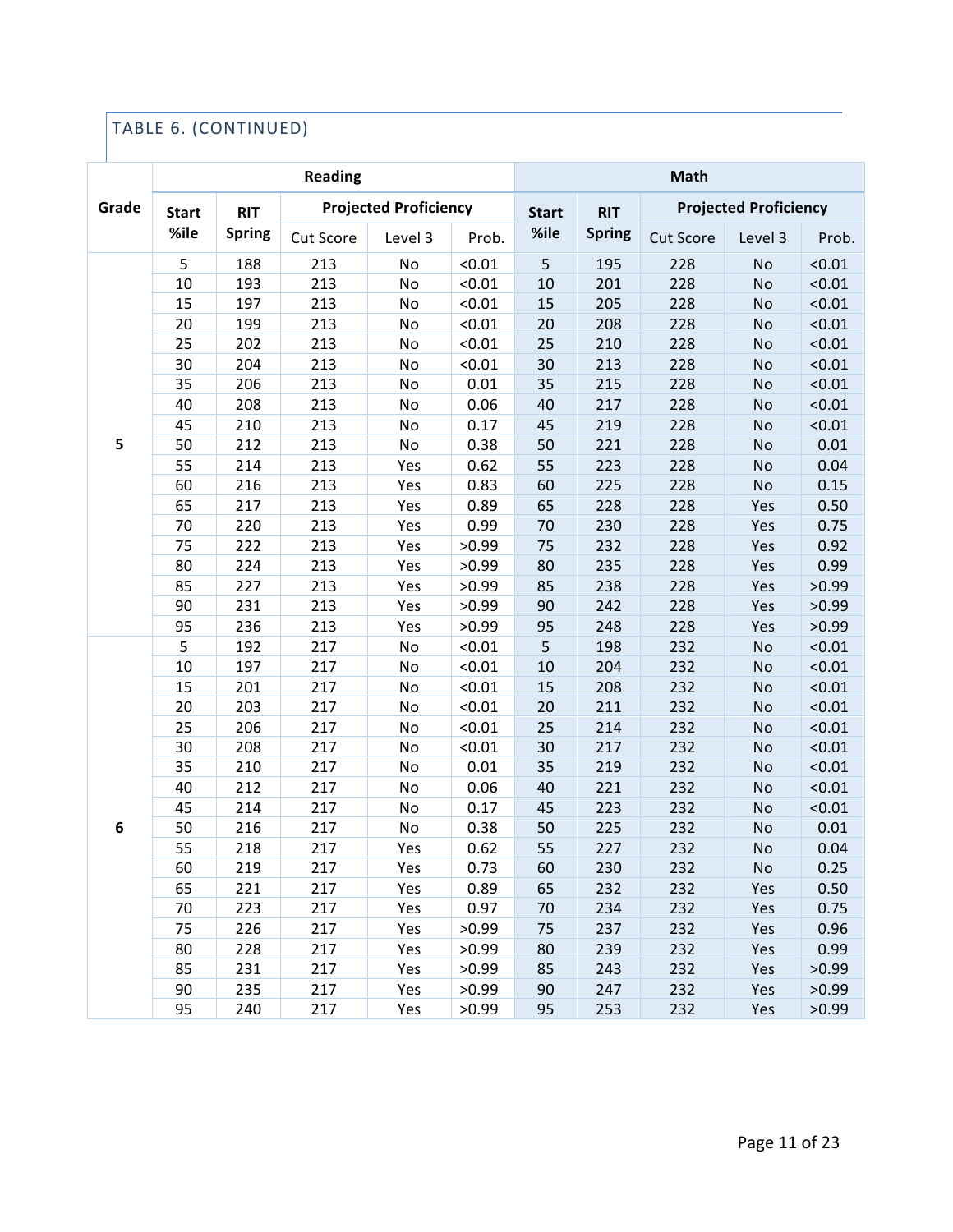TABLE 6. (CONTINUED)

| Grade | Reading | | | | | Math | | | | |
|---|---|---|---|---|---|---|---|---|---|---|
| | Start %ile | RIT Spring | Projected Proficiency | | | Start %ile | RIT Spring | Projected Proficiency | | |
| | | | Cut Score | Level 3 | Prob. | | | Cut Score | Level 3 | Prob. |
| 5 | 5 | 188 | 213 | No | <0.01 | 5 | 195 | 228 | No | <0.01 |
| | 10 | 193 | 213 | No | <0.01 | 10 | 201 | 228 | No | <0.01 |
| | 15 | 197 | 213 | No | <0.01 | 15 | 205 | 228 | No | <0.01 |
| | 20 | 199 | 213 | No | <0.01 | 20 | 208 | 228 | No | <0.01 |
| | 25 | 202 | 213 | No | <0.01 | 25 | 210 | 228 | No | <0.01 |
| | 30 | 204 | 213 | No | <0.01 | 30 | 213 | 228 | No | <0.01 |
| | 35 | 206 | 213 | No | 0.01 | 35 | 215 | 228 | No | <0.01 |
| | 40 | 208 | 213 | No | 0.06 | 40 | 217 | 228 | No | <0.01 |
| | 45 | 210 | 213 | No | 0.17 | 45 | 219 | 228 | No | <0.01 |
| | 50 | 212 | 213 | No | 0.38 | 50 | 221 | 228 | No | 0.01 |
| | 55 | 214 | 213 | Yes | 0.62 | 55 | 223 | 228 | No | 0.04 |
| | 60 | 216 | 213 | Yes | 0.83 | 60 | 225 | 228 | No | 0.15 |
| | 65 | 217 | 213 | Yes | 0.89 | 65 | 228 | 228 | Yes | 0.50 |
| | 70 | 220 | 213 | Yes | 0.99 | 70 | 230 | 228 | Yes | 0.75 |
| | 75 | 222 | 213 | Yes | >0.99 | 75 | 232 | 228 | Yes | 0.92 |
| | 80 | 224 | 213 | Yes | >0.99 | 80 | 235 | 228 | Yes | 0.99 |
| | 85 | 227 | 213 | Yes | >0.99 | 85 | 238 | 228 | Yes | >0.99 |
| | 90 | 231 | 213 | Yes | >0.99 | 90 | 242 | 228 | Yes | >0.99 |
| | 95 | 236 | 213 | Yes | >0.99 | 95 | 248 | 228 | Yes | >0.99 |
| 6 | 5 | 192 | 217 | No | <0.01 | 5 | 198 | 232 | No | <0.01 |
| | 10 | 197 | 217 | No | <0.01 | 10 | 204 | 232 | No | <0.01 |
| | 15 | 201 | 217 | No | <0.01 | 15 | 208 | 232 | No | <0.01 |
| | 20 | 203 | 217 | No | <0.01 | 20 | 211 | 232 | No | <0.01 |
| | 25 | 206 | 217 | No | <0.01 | 25 | 214 | 232 | No | <0.01 |
| | 30 | 208 | 217 | No | <0.01 | 30 | 217 | 232 | No | <0.01 |
| | 35 | 210 | 217 | No | 0.01 | 35 | 219 | 232 | No | <0.01 |
| | 40 | 212 | 217 | No | 0.06 | 40 | 221 | 232 | No | <0.01 |
| | 45 | 214 | 217 | No | 0.17 | 45 | 223 | 232 | No | <0.01 |
| | 50 | 216 | 217 | No | 0.38 | 50 | 225 | 232 | No | 0.01 |
| | 55 | 218 | 217 | Yes | 0.62 | 55 | 227 | 232 | No | 0.04 |
| | 60 | 219 | 217 | Yes | 0.73 | 60 | 230 | 232 | No | 0.25 |
| | 65 | 221 | 217 | Yes | 0.89 | 65 | 232 | 232 | Yes | 0.50 |
| | 70 | 223 | 217 | Yes | 0.97 | 70 | 234 | 232 | Yes | 0.75 |
| | 75 | 226 | 217 | Yes | >0.99 | 75 | 237 | 232 | Yes | 0.96 |
| | 80 | 228 | 217 | Yes | >0.99 | 80 | 239 | 232 | Yes | 0.99 |
| | 85 | 231 | 217 | Yes | >0.99 | 85 | 243 | 232 | Yes | >0.99 |
| | 90 | 235 | 217 | Yes | >0.99 | 90 | 247 | 232 | Yes | >0.99 |
| | 95 | 240 | 217 | Yes | >0.99 | 95 | 253 | 232 | Yes | >0.99 |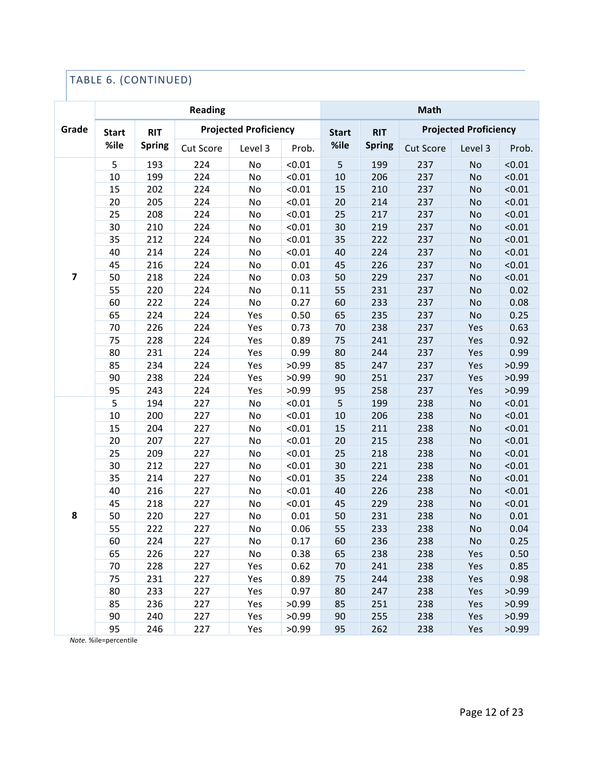TABLE 6. (CONTINUED)

| Grade | Reading | | | | | Math | | | | |
|---|---|---|---|---|---|---|---|---|---|---|
| | Start %ile | RIT Spring | Projected Proficiency | | | Start %ile | RIT Spring | Projected Proficiency | | |
| | | | Cut Score | Level 3 | Prob. | | | Cut Score | Level 3 | Prob. |
| 7 | 5 | 193 | 224 | No | <0.01 | 5 | 199 | 237 | No | <0.01 |
| | 10 | 199 | 224 | No | <0.01 | 10 | 206 | 237 | No | <0.01 |
| | 15 | 202 | 224 | No | <0.01 | 15 | 210 | 237 | No | <0.01 |
| | 20 | 205 | 224 | No | <0.01 | 20 | 214 | 237 | No | <0.01 |
| | 25 | 208 | 224 | No | <0.01 | 25 | 217 | 237 | No | <0.01 |
| | 30 | 210 | 224 | No | <0.01 | 30 | 219 | 237 | No | <0.01 |
| | 35 | 212 | 224 | No | <0.01 | 35 | 222 | 237 | No | <0.01 |
| | 40 | 214 | 224 | No | <0.01 | 40 | 224 | 237 | No | <0.01 |
| | 45 | 216 | 224 | No | 0.01 | 45 | 226 | 237 | No | <0.01 |
| | 50 | 218 | 224 | No | 0.03 | 50 | 229 | 237 | No | <0.01 |
| | 55 | 220 | 224 | No | 0.11 | 55 | 231 | 237 | No | 0.02 |
| | 60 | 222 | 224 | No | 0.27 | 60 | 233 | 237 | No | 0.08 |
| | 65 | 224 | 224 | Yes | 0.50 | 65 | 235 | 237 | No | 0.25 |
| | 70 | 226 | 224 | Yes | 0.73 | 70 | 238 | 237 | Yes | 0.63 |
| | 75 | 228 | 224 | Yes | 0.89 | 75 | 241 | 237 | Yes | 0.92 |
| | 80 | 231 | 224 | Yes | 0.99 | 80 | 244 | 237 | Yes | 0.99 |
| | 85 | 234 | 224 | Yes | >0.99 | 85 | 247 | 237 | Yes | >0.99 |
| | 90 | 238 | 224 | Yes | >0.99 | 90 | 251 | 237 | Yes | >0.99 |
| | 95 | 243 | 224 | Yes | >0.99 | 95 | 258 | 237 | Yes | >0.99 |
| 8 | 5 | 194 | 227 | No | <0.01 | 5 | 199 | 238 | No | <0.01 |
| | 10 | 200 | 227 | No | <0.01 | 10 | 206 | 238 | No | <0.01 |
| | 15 | 204 | 227 | No | <0.01 | 15 | 211 | 238 | No | <0.01 |
| | 20 | 207 | 227 | No | <0.01 | 20 | 215 | 238 | No | <0.01 |
| | 25 | 209 | 227 | No | <0.01 | 25 | 218 | 238 | No | <0.01 |
| | 30 | 212 | 227 | No | <0.01 | 30 | 221 | 238 | No | <0.01 |
| | 35 | 214 | 227 | No | <0.01 | 35 | 224 | 238 | No | <0.01 |
| | 40 | 216 | 227 | No | <0.01 | 40 | 226 | 238 | No | <0.01 |
| | 45 | 218 | 227 | No | <0.01 | 45 | 229 | 238 | No | <0.01 |
| | 50 | 220 | 227 | No | 0.01 | 50 | 231 | 238 | No | 0.01 |
| | 55 | 222 | 227 | No | 0.06 | 55 | 233 | 238 | No | 0.04 |
| | 60 | 224 | 227 | No | 0.17 | 60 | 236 | 238 | No | 0.25 |
| | 65 | 226 | 227 | No | 0.38 | 65 | 238 | 238 | Yes | 0.50 |
| | 70 | 228 | 227 | Yes | 0.62 | 70 | 241 | 238 | Yes | 0.85 |
| | 75 | 231 | 227 | Yes | 0.89 | 75 | 244 | 238 | Yes | 0.98 |
| | 80 | 233 | 227 | Yes | 0.97 | 80 | 247 | 238 | Yes | >0.99 |
| | 85 | 236 | 227 | Yes | >0.99 | 85 | 251 | 238 | Yes | >0.99 |
| | 90 | 240 | 227 | Yes | >0.99 | 90 | 255 | 238 | Yes | >0.99 |
| | 95 | 246 | 227 | Yes | >0.99 | 95 | 262 | 238 | Yes | >0.99 |

*Note.* %ile=percentile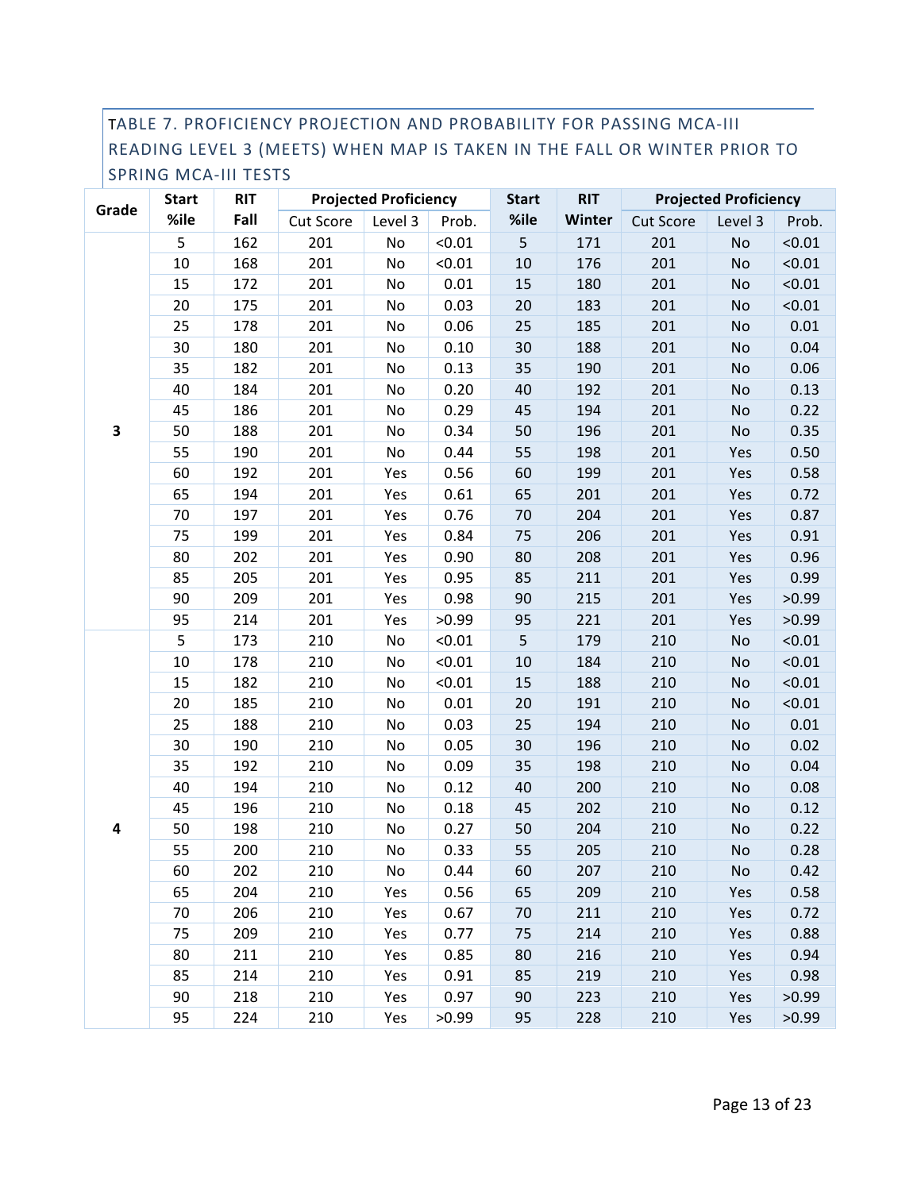TABLE 7. PROFICIENCY PROJECTION AND PROBABILITY FOR PASSING MCA-III READING LEVEL 3 (MEETS) WHEN MAP IS TAKEN IN THE FALL OR WINTER PRIOR TO SPRING MCA-III TESTS

| Grade | Start %ile | RIT Fall | Projected Proficiency | | | Start %ile | RIT Winter | Projected Proficiency | | |
|---|---|---|---|---|---|---|---|---|---|---|
| | | | Cut Score | Level 3 | Prob. | | | Cut Score | Level 3 | Prob. |
| 3 | 5 | 162 | 201 | No | <0.01 | 5 | 171 | 201 | No | <0.01 |
| | 10 | 168 | 201 | No | <0.01 | 10 | 176 | 201 | No | <0.01 |
| | 15 | 172 | 201 | No | 0.01 | 15 | 180 | 201 | No | <0.01 |
| | 20 | 175 | 201 | No | 0.03 | 20 | 183 | 201 | No | <0.01 |
| | 25 | 178 | 201 | No | 0.06 | 25 | 185 | 201 | No | 0.01 |
| | 30 | 180 | 201 | No | 0.10 | 30 | 188 | 201 | No | 0.04 |
| | 35 | 182 | 201 | No | 0.13 | 35 | 190 | 201 | No | 0.06 |
| | 40 | 184 | 201 | No | 0.20 | 40 | 192 | 201 | No | 0.13 |
| | 45 | 186 | 201 | No | 0.29 | 45 | 194 | 201 | No | 0.22 |
| | 50 | 188 | 201 | No | 0.34 | 50 | 196 | 201 | No | 0.35 |
| | 55 | 190 | 201 | No | 0.44 | 55 | 198 | 201 | Yes | 0.50 |
| | 60 | 192 | 201 | Yes | 0.56 | 60 | 199 | 201 | Yes | 0.58 |
| | 65 | 194 | 201 | Yes | 0.61 | 65 | 201 | 201 | Yes | 0.72 |
| | 70 | 197 | 201 | Yes | 0.76 | 70 | 204 | 201 | Yes | 0.87 |
| | 75 | 199 | 201 | Yes | 0.84 | 75 | 206 | 201 | Yes | 0.91 |
| | 80 | 202 | 201 | Yes | 0.90 | 80 | 208 | 201 | Yes | 0.96 |
| | 85 | 205 | 201 | Yes | 0.95 | 85 | 211 | 201 | Yes | 0.99 |
| | 90 | 209 | 201 | Yes | 0.98 | 90 | 215 | 201 | Yes | >0.99 |
| | 95 | 214 | 201 | Yes | >0.99 | 95 | 221 | 201 | Yes | >0.99 |
| 4 | 5 | 173 | 210 | No | <0.01 | 5 | 179 | 210 | No | <0.01 |
| | 10 | 178 | 210 | No | <0.01 | 10 | 184 | 210 | No | <0.01 |
| | 15 | 182 | 210 | No | <0.01 | 15 | 188 | 210 | No | <0.01 |
| | 20 | 185 | 210 | No | 0.01 | 20 | 191 | 210 | No | <0.01 |
| | 25 | 188 | 210 | No | 0.03 | 25 | 194 | 210 | No | 0.01 |
| | 30 | 190 | 210 | No | 0.05 | 30 | 196 | 210 | No | 0.02 |
| | 35 | 192 | 210 | No | 0.09 | 35 | 198 | 210 | No | 0.04 |
| | 40 | 194 | 210 | No | 0.12 | 40 | 200 | 210 | No | 0.08 |
| | 45 | 196 | 210 | No | 0.18 | 45 | 202 | 210 | No | 0.12 |
| | 50 | 198 | 210 | No | 0.27 | 50 | 204 | 210 | No | 0.22 |
| | 55 | 200 | 210 | No | 0.33 | 55 | 205 | 210 | No | 0.28 |
| | 60 | 202 | 210 | No | 0.44 | 60 | 207 | 210 | No | 0.42 |
| | 65 | 204 | 210 | Yes | 0.56 | 65 | 209 | 210 | Yes | 0.58 |
| | 70 | 206 | 210 | Yes | 0.67 | 70 | 211 | 210 | Yes | 0.72 |
| | 75 | 209 | 210 | Yes | 0.77 | 75 | 214 | 210 | Yes | 0.88 |
| | 80 | 211 | 210 | Yes | 0.85 | 80 | 216 | 210 | Yes | 0.94 |
| | 85 | 214 | 210 | Yes | 0.91 | 85 | 219 | 210 | Yes | 0.98 |
| | 90 | 218 | 210 | Yes | 0.97 | 90 | 223 | 210 | Yes | >0.99 |
| | 95 | 224 | 210 | Yes | >0.99 | 95 | 228 | 210 | Yes | >0.99 |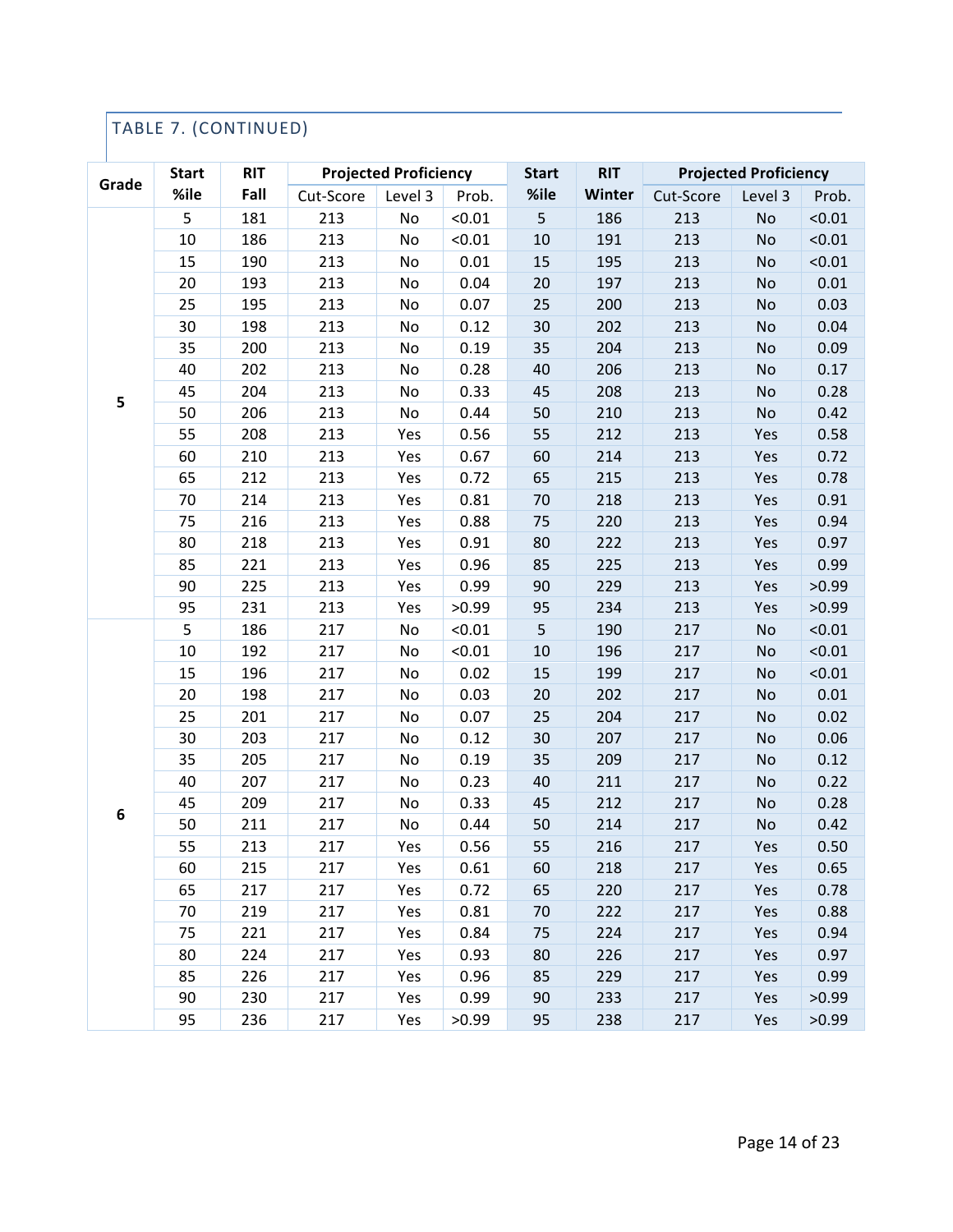TABLE 7. (CONTINUED)

| Grade | Start %ile | RIT Fall | Projected Proficiency | | | Start %ile | RIT Winter | Projected Proficiency | | |
|---|---|---|---|---|---|---|---|---|---|---|
| | | | Cut-Score | Level 3 | Prob. | | | Cut-Score | Level 3 | Prob. |
| 5 | 5 | 181 | 213 | No | <0.01 | 5 | 186 | 213 | No | <0.01 |
| | 10 | 186 | 213 | No | <0.01 | 10 | 191 | 213 | No | <0.01 |
| | 15 | 190 | 213 | No | 0.01 | 15 | 195 | 213 | No | <0.01 |
| | 20 | 193 | 213 | No | 0.04 | 20 | 197 | 213 | No | 0.01 |
| | 25 | 195 | 213 | No | 0.07 | 25 | 200 | 213 | No | 0.03 |
| | 30 | 198 | 213 | No | 0.12 | 30 | 202 | 213 | No | 0.04 |
| | 35 | 200 | 213 | No | 0.19 | 35 | 204 | 213 | No | 0.09 |
| | 40 | 202 | 213 | No | 0.28 | 40 | 206 | 213 | No | 0.17 |
| | 45 | 204 | 213 | No | 0.33 | 45 | 208 | 213 | No | 0.28 |
| | 50 | 206 | 213 | No | 0.44 | 50 | 210 | 213 | No | 0.42 |
| | 55 | 208 | 213 | Yes | 0.56 | 55 | 212 | 213 | Yes | 0.58 |
| | 60 | 210 | 213 | Yes | 0.67 | 60 | 214 | 213 | Yes | 0.72 |
| | 65 | 212 | 213 | Yes | 0.72 | 65 | 215 | 213 | Yes | 0.78 |
| | 70 | 214 | 213 | Yes | 0.81 | 70 | 218 | 213 | Yes | 0.91 |
| | 75 | 216 | 213 | Yes | 0.88 | 75 | 220 | 213 | Yes | 0.94 |
| | 80 | 218 | 213 | Yes | 0.91 | 80 | 222 | 213 | Yes | 0.97 |
| | 85 | 221 | 213 | Yes | 0.96 | 85 | 225 | 213 | Yes | 0.99 |
| | 90 | 225 | 213 | Yes | 0.99 | 90 | 229 | 213 | Yes | >0.99 |
| | 95 | 231 | 213 | Yes | >0.99 | 95 | 234 | 213 | Yes | >0.99 |
| 6 | 5 | 186 | 217 | No | <0.01 | 5 | 190 | 217 | No | <0.01 |
| | 10 | 192 | 217 | No | <0.01 | 10 | 196 | 217 | No | <0.01 |
| | 15 | 196 | 217 | No | 0.02 | 15 | 199 | 217 | No | <0.01 |
| | 20 | 198 | 217 | No | 0.03 | 20 | 202 | 217 | No | 0.01 |
| | 25 | 201 | 217 | No | 0.07 | 25 | 204 | 217 | No | 0.02 |
| | 30 | 203 | 217 | No | 0.12 | 30 | 207 | 217 | No | 0.06 |
| | 35 | 205 | 217 | No | 0.19 | 35 | 209 | 217 | No | 0.12 |
| | 40 | 207 | 217 | No | 0.23 | 40 | 211 | 217 | No | 0.22 |
| | 45 | 209 | 217 | No | 0.33 | 45 | 212 | 217 | No | 0.28 |
| | 50 | 211 | 217 | No | 0.44 | 50 | 214 | 217 | No | 0.42 |
| | 55 | 213 | 217 | Yes | 0.56 | 55 | 216 | 217 | Yes | 0.50 |
| | 60 | 215 | 217 | Yes | 0.61 | 60 | 218 | 217 | Yes | 0.65 |
| | 65 | 217 | 217 | Yes | 0.72 | 65 | 220 | 217 | Yes | 0.78 |
| | 70 | 219 | 217 | Yes | 0.81 | 70 | 222 | 217 | Yes | 0.88 |
| | 75 | 221 | 217 | Yes | 0.84 | 75 | 224 | 217 | Yes | 0.94 |
| | 80 | 224 | 217 | Yes | 0.93 | 80 | 226 | 217 | Yes | 0.97 |
| | 85 | 226 | 217 | Yes | 0.96 | 85 | 229 | 217 | Yes | 0.99 |
| | 90 | 230 | 217 | Yes | 0.99 | 90 | 233 | 217 | Yes | >0.99 |
| | 95 | 236 | 217 | Yes | >0.99 | 95 | 238 | 217 | Yes | >0.99 |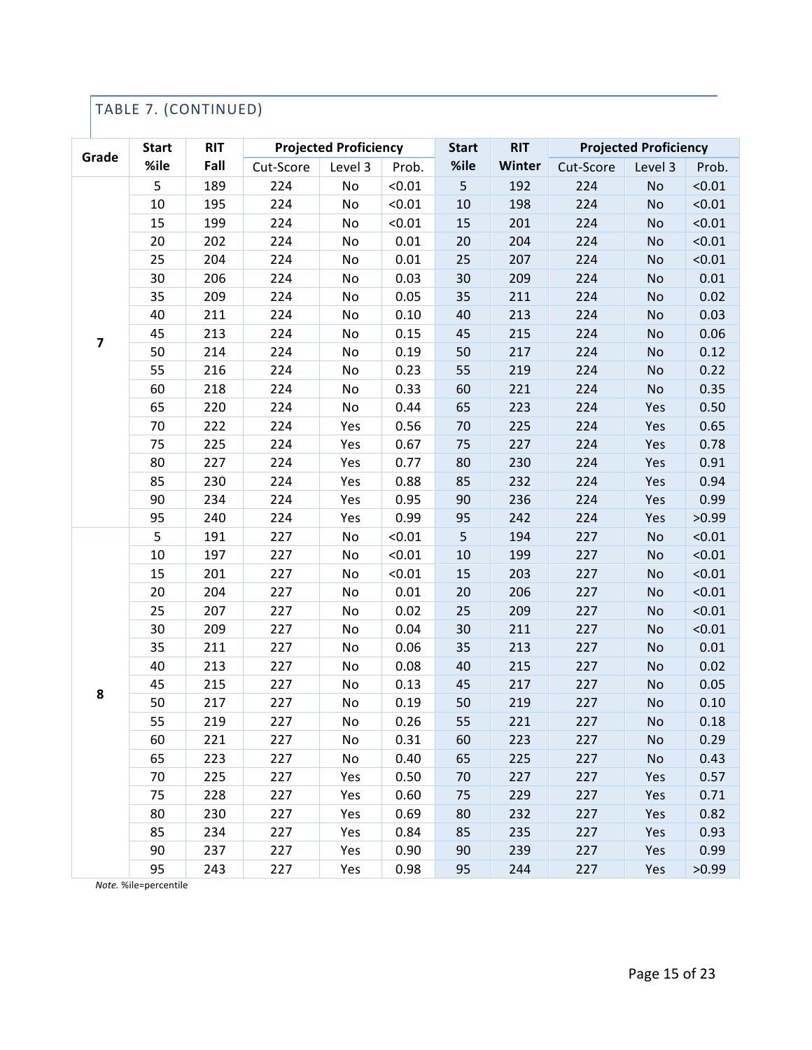TABLE 7. (CONTINUED)

| Grade | Start %ile | RIT Fall | Projected Proficiency | | | Start %ile | RIT Winter | Projected Proficiency | | |
|---|---|---|---|---|---|---|---|---|---|---|
| | | | Cut-Score | Level 3 | Prob. | | | Cut-Score | Level 3 | Prob. |
| 7 | 5 | 189 | 224 | No | <0.01 | 5 | 192 | 224 | No | <0.01 |
| | 10 | 195 | 224 | No | <0.01 | 10 | 198 | 224 | No | <0.01 |
| | 15 | 199 | 224 | No | <0.01 | 15 | 201 | 224 | No | <0.01 |
| | 20 | 202 | 224 | No | 0.01 | 20 | 204 | 224 | No | <0.01 |
| | 25 | 204 | 224 | No | 0.01 | 25 | 207 | 224 | No | <0.01 |
| | 30 | 206 | 224 | No | 0.03 | 30 | 209 | 224 | No | 0.01 |
| | 35 | 209 | 224 | No | 0.05 | 35 | 211 | 224 | No | 0.02 |
| | 40 | 211 | 224 | No | 0.10 | 40 | 213 | 224 | No | 0.03 |
| | 45 | 213 | 224 | No | 0.15 | 45 | 215 | 224 | No | 0.06 |
| | 50 | 214 | 224 | No | 0.19 | 50 | 217 | 224 | No | 0.12 |
| | 55 | 216 | 224 | No | 0.23 | 55 | 219 | 224 | No | 0.22 |
| | 60 | 218 | 224 | No | 0.33 | 60 | 221 | 224 | No | 0.35 |
| | 65 | 220 | 224 | No | 0.44 | 65 | 223 | 224 | Yes | 0.50 |
| | 70 | 222 | 224 | Yes | 0.56 | 70 | 225 | 224 | Yes | 0.65 |
| | 75 | 225 | 224 | Yes | 0.67 | 75 | 227 | 224 | Yes | 0.78 |
| | 80 | 227 | 224 | Yes | 0.77 | 80 | 230 | 224 | Yes | 0.91 |
| | 85 | 230 | 224 | Yes | 0.88 | 85 | 232 | 224 | Yes | 0.94 |
| | 90 | 234 | 224 | Yes | 0.95 | 90 | 236 | 224 | Yes | 0.99 |
| | 95 | 240 | 224 | Yes | 0.99 | 95 | 242 | 224 | Yes | >0.99 |
| 8 | 5 | 191 | 227 | No | <0.01 | 5 | 194 | 227 | No | <0.01 |
| | 10 | 197 | 227 | No | <0.01 | 10 | 199 | 227 | No | <0.01 |
| | 15 | 201 | 227 | No | <0.01 | 15 | 203 | 227 | No | <0.01 |
| | 20 | 204 | 227 | No | 0.01 | 20 | 206 | 227 | No | <0.01 |
| | 25 | 207 | 227 | No | 0.02 | 25 | 209 | 227 | No | <0.01 |
| | 30 | 209 | 227 | No | 0.04 | 30 | 211 | 227 | No | <0.01 |
| | 35 | 211 | 227 | No | 0.06 | 35 | 213 | 227 | No | 0.01 |
| | 40 | 213 | 227 | No | 0.08 | 40 | 215 | 227 | No | 0.02 |
| | 45 | 215 | 227 | No | 0.13 | 45 | 217 | 227 | No | 0.05 |
| | 50 | 217 | 227 | No | 0.19 | 50 | 219 | 227 | No | 0.10 |
| | 55 | 219 | 227 | No | 0.26 | 55 | 221 | 227 | No | 0.18 |
| | 60 | 221 | 227 | No | 0.31 | 60 | 223 | 227 | No | 0.29 |
| | 65 | 223 | 227 | No | 0.40 | 65 | 225 | 227 | No | 0.43 |
| | 70 | 225 | 227 | Yes | 0.50 | 70 | 227 | 227 | Yes | 0.57 |
| | 75 | 228 | 227 | Yes | 0.60 | 75 | 229 | 227 | Yes | 0.71 |
| | 80 | 230 | 227 | Yes | 0.69 | 80 | 232 | 227 | Yes | 0.82 |
| | 85 | 234 | 227 | Yes | 0.84 | 85 | 235 | 227 | Yes | 0.93 |
| | 90 | 237 | 227 | Yes | 0.90 | 90 | 239 | 227 | Yes | 0.99 |
| | 95 | 243 | 227 | Yes | 0.98 | 95 | 244 | 227 | Yes | >0.99 |

*Note.* %ile=percentile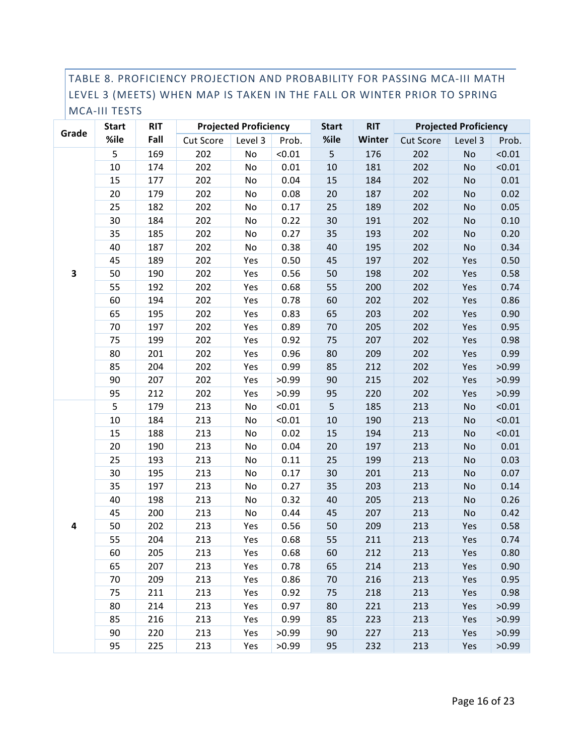### TABLE 8. PROFICIENCY PROJECTION AND PROBABILITY FOR PASSING MCA-III MATH LEVEL 3 (MEETS) WHEN MAP IS TAKEN IN THE FALL OR WINTER PRIOR TO SPRING MCA-III TESTS

| Grade | Start %ile | RIT Fall | Projected Proficiency | | | Start %ile | RIT Winter | Projected Proficiency | | |
|---|---|---|---|---|---|---|---|---|---|---|
| | | | Cut Score | Level 3 | Prob. | | | Cut Score | Level 3 | Prob. |
| 3 | 5 | 169 | 202 | No | <0.01 | 5 | 176 | 202 | No | <0.01 |
| | 10 | 174 | 202 | No | 0.01 | 10 | 181 | 202 | No | <0.01 |
| | 15 | 177 | 202 | No | 0.04 | 15 | 184 | 202 | No | 0.01 |
| | 20 | 179 | 202 | No | 0.08 | 20 | 187 | 202 | No | 0.02 |
| | 25 | 182 | 202 | No | 0.17 | 25 | 189 | 202 | No | 0.05 |
| | 30 | 184 | 202 | No | 0.22 | 30 | 191 | 202 | No | 0.10 |
| | 35 | 185 | 202 | No | 0.27 | 35 | 193 | 202 | No | 0.20 |
| | 40 | 187 | 202 | No | 0.38 | 40 | 195 | 202 | No | 0.34 |
| | 45 | 189 | 202 | Yes | 0.50 | 45 | 197 | 202 | Yes | 0.50 |
| | 50 | 190 | 202 | Yes | 0.56 | 50 | 198 | 202 | Yes | 0.58 |
| | 55 | 192 | 202 | Yes | 0.68 | 55 | 200 | 202 | Yes | 0.74 |
| | 60 | 194 | 202 | Yes | 0.78 | 60 | 202 | 202 | Yes | 0.86 |
| | 65 | 195 | 202 | Yes | 0.83 | 65 | 203 | 202 | Yes | 0.90 |
| | 70 | 197 | 202 | Yes | 0.89 | 70 | 205 | 202 | Yes | 0.95 |
| | 75 | 199 | 202 | Yes | 0.92 | 75 | 207 | 202 | Yes | 0.98 |
| | 80 | 201 | 202 | Yes | 0.96 | 80 | 209 | 202 | Yes | 0.99 |
| | 85 | 204 | 202 | Yes | 0.99 | 85 | 212 | 202 | Yes | >0.99 |
| | 90 | 207 | 202 | Yes | >0.99 | 90 | 215 | 202 | Yes | >0.99 |
| | 95 | 212 | 202 | Yes | >0.99 | 95 | 220 | 202 | Yes | >0.99 |
| 4 | 5 | 179 | 213 | No | <0.01 | 5 | 185 | 213 | No | <0.01 |
| | 10 | 184 | 213 | No | <0.01 | 10 | 190 | 213 | No | <0.01 |
| | 15 | 188 | 213 | No | 0.02 | 15 | 194 | 213 | No | <0.01 |
| | 20 | 190 | 213 | No | 0.04 | 20 | 197 | 213 | No | 0.01 |
| | 25 | 193 | 213 | No | 0.11 | 25 | 199 | 213 | No | 0.03 |
| | 30 | 195 | 213 | No | 0.17 | 30 | 201 | 213 | No | 0.07 |
| | 35 | 197 | 213 | No | 0.27 | 35 | 203 | 213 | No | 0.14 |
| | 40 | 198 | 213 | No | 0.32 | 40 | 205 | 213 | No | 0.26 |
| | 45 | 200 | 213 | No | 0.44 | 45 | 207 | 213 | No | 0.42 |
| | 50 | 202 | 213 | Yes | 0.56 | 50 | 209 | 213 | Yes | 0.58 |
| | 55 | 204 | 213 | Yes | 0.68 | 55 | 211 | 213 | Yes | 0.74 |
| | 60 | 205 | 213 | Yes | 0.68 | 60 | 212 | 213 | Yes | 0.80 |
| | 65 | 207 | 213 | Yes | 0.78 | 65 | 214 | 213 | Yes | 0.90 |
| | 70 | 209 | 213 | Yes | 0.86 | 70 | 216 | 213 | Yes | 0.95 |
| | 75 | 211 | 213 | Yes | 0.92 | 75 | 218 | 213 | Yes | 0.98 |
| | 80 | 214 | 213 | Yes | 0.97 | 80 | 221 | 213 | Yes | >0.99 |
| | 85 | 216 | 213 | Yes | 0.99 | 85 | 223 | 213 | Yes | >0.99 |
| | 90 | 220 | 213 | Yes | >0.99 | 90 | 227 | 213 | Yes | >0.99 |
| | 95 | 225 | 213 | Yes | >0.99 | 95 | 232 | 213 | Yes | >0.99 |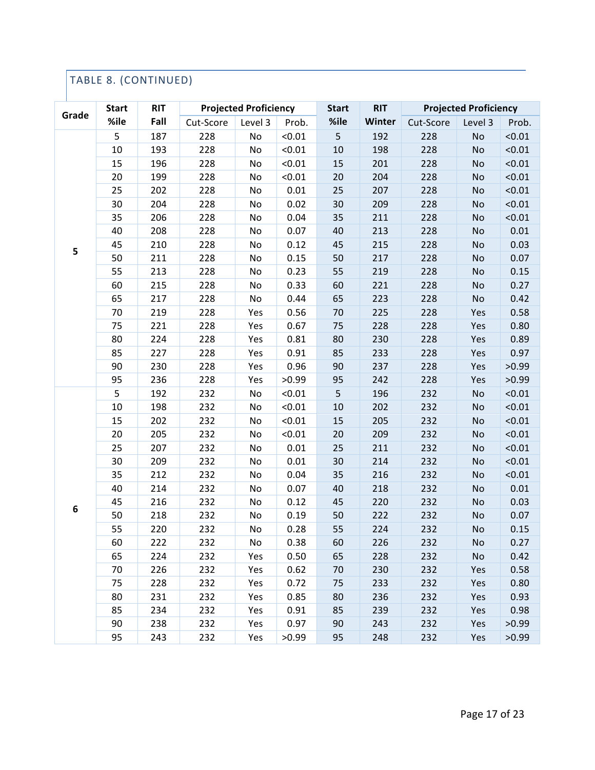TABLE 8. (CONTINUED)

| Grade | Start %ile | RIT Fall | Projected Proficiency | | | Start %ile | RIT Winter | Projected Proficiency | | |
|---|---|---|---|---|---|---|---|---|---|---|
| | | | Cut-Score | Level 3 | Prob. | | | Cut-Score | Level 3 | Prob. |
| 5 | 5 | 187 | 228 | No | <0.01 | 5 | 192 | 228 | No | <0.01 |
| | 10 | 193 | 228 | No | <0.01 | 10 | 198 | 228 | No | <0.01 |
| | 15 | 196 | 228 | No | <0.01 | 15 | 201 | 228 | No | <0.01 |
| | 20 | 199 | 228 | No | <0.01 | 20 | 204 | 228 | No | <0.01 |
| | 25 | 202 | 228 | No | 0.01 | 25 | 207 | 228 | No | <0.01 |
| | 30 | 204 | 228 | No | 0.02 | 30 | 209 | 228 | No | <0.01 |
| | 35 | 206 | 228 | No | 0.04 | 35 | 211 | 228 | No | <0.01 |
| | 40 | 208 | 228 | No | 0.07 | 40 | 213 | 228 | No | 0.01 |
| | 45 | 210 | 228 | No | 0.12 | 45 | 215 | 228 | No | 0.03 |
| | 50 | 211 | 228 | No | 0.15 | 50 | 217 | 228 | No | 0.07 |
| | 55 | 213 | 228 | No | 0.23 | 55 | 219 | 228 | No | 0.15 |
| | 60 | 215 | 228 | No | 0.33 | 60 | 221 | 228 | No | 0.27 |
| | 65 | 217 | 228 | No | 0.44 | 65 | 223 | 228 | No | 0.42 |
| | 70 | 219 | 228 | Yes | 0.56 | 70 | 225 | 228 | Yes | 0.58 |
| | 75 | 221 | 228 | Yes | 0.67 | 75 | 228 | 228 | Yes | 0.80 |
| | 80 | 224 | 228 | Yes | 0.81 | 80 | 230 | 228 | Yes | 0.89 |
| | 85 | 227 | 228 | Yes | 0.91 | 85 | 233 | 228 | Yes | 0.97 |
| | 90 | 230 | 228 | Yes | 0.96 | 90 | 237 | 228 | Yes | >0.99 |
| | 95 | 236 | 228 | Yes | >0.99 | 95 | 242 | 228 | Yes | >0.99 |
| 6 | 5 | 192 | 232 | No | <0.01 | 5 | 196 | 232 | No | <0.01 |
| | 10 | 198 | 232 | No | <0.01 | 10 | 202 | 232 | No | <0.01 |
| | 15 | 202 | 232 | No | <0.01 | 15 | 205 | 232 | No | <0.01 |
| | 20 | 205 | 232 | No | <0.01 | 20 | 209 | 232 | No | <0.01 |
| | 25 | 207 | 232 | No | 0.01 | 25 | 211 | 232 | No | <0.01 |
| | 30 | 209 | 232 | No | 0.01 | 30 | 214 | 232 | No | <0.01 |
| | 35 | 212 | 232 | No | 0.04 | 35 | 216 | 232 | No | <0.01 |
| | 40 | 214 | 232 | No | 0.07 | 40 | 218 | 232 | No | 0.01 |
| | 45 | 216 | 232 | No | 0.12 | 45 | 220 | 232 | No | 0.03 |
| | 50 | 218 | 232 | No | 0.19 | 50 | 222 | 232 | No | 0.07 |
| | 55 | 220 | 232 | No | 0.28 | 55 | 224 | 232 | No | 0.15 |
| | 60 | 222 | 232 | No | 0.38 | 60 | 226 | 232 | No | 0.27 |
| | 65 | 224 | 232 | Yes | 0.50 | 65 | 228 | 232 | No | 0.42 |
| | 70 | 226 | 232 | Yes | 0.62 | 70 | 230 | 232 | Yes | 0.58 |
| | 75 | 228 | 232 | Yes | 0.72 | 75 | 233 | 232 | Yes | 0.80 |
| | 80 | 231 | 232 | Yes | 0.85 | 80 | 236 | 232 | Yes | 0.93 |
| | 85 | 234 | 232 | Yes | 0.91 | 85 | 239 | 232 | Yes | 0.98 |
| | 90 | 238 | 232 | Yes | 0.97 | 90 | 243 | 232 | Yes | >0.99 |
| | 95 | 243 | 232 | Yes | >0.99 | 95 | 248 | 232 | Yes | >0.99 |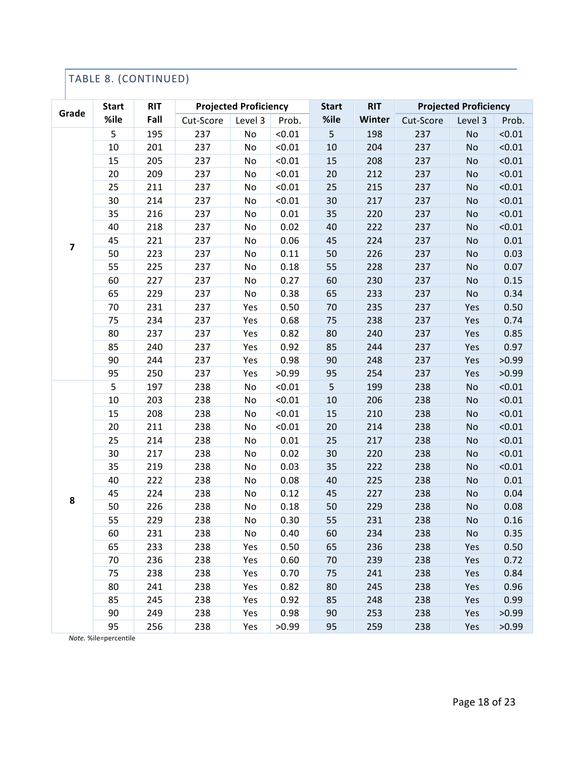TABLE 8. (CONTINUED)

| Grade | Start %ile | RIT Fall | Projected Proficiency | | | Start %ile | RIT Winter | Projected Proficiency | | |
|---|---|---|---|---|---|---|---|---|---|---|
| | | | Cut-Score | Level 3 | Prob. | | | Cut-Score | Level 3 | Prob. |
| 7 | 5 | 195 | 237 | No | <0.01 | 5 | 198 | 237 | No | <0.01 |
| | 10 | 201 | 237 | No | <0.01 | 10 | 204 | 237 | No | <0.01 |
| | 15 | 205 | 237 | No | <0.01 | 15 | 208 | 237 | No | <0.01 |
| | 20 | 209 | 237 | No | <0.01 | 20 | 212 | 237 | No | <0.01 |
| | 25 | 211 | 237 | No | <0.01 | 25 | 215 | 237 | No | <0.01 |
| | 30 | 214 | 237 | No | <0.01 | 30 | 217 | 237 | No | <0.01 |
| | 35 | 216 | 237 | No | 0.01 | 35 | 220 | 237 | No | <0.01 |
| | 40 | 218 | 237 | No | 0.02 | 40 | 222 | 237 | No | <0.01 |
| | 45 | 221 | 237 | No | 0.06 | 45 | 224 | 237 | No | 0.01 |
| | 50 | 223 | 237 | No | 0.11 | 50 | 226 | 237 | No | 0.03 |
| | 55 | 225 | 237 | No | 0.18 | 55 | 228 | 237 | No | 0.07 |
| | 60 | 227 | 237 | No | 0.27 | 60 | 230 | 237 | No | 0.15 |
| | 65 | 229 | 237 | No | 0.38 | 65 | 233 | 237 | No | 0.34 |
| | 70 | 231 | 237 | Yes | 0.50 | 70 | 235 | 237 | Yes | 0.50 |
| | 75 | 234 | 237 | Yes | 0.68 | 75 | 238 | 237 | Yes | 0.74 |
| | 80 | 237 | 237 | Yes | 0.82 | 80 | 240 | 237 | Yes | 0.85 |
| | 85 | 240 | 237 | Yes | 0.92 | 85 | 244 | 237 | Yes | 0.97 |
| | 90 | 244 | 237 | Yes | 0.98 | 90 | 248 | 237 | Yes | >0.99 |
| | 95 | 250 | 237 | Yes | >0.99 | 95 | 254 | 237 | Yes | >0.99 |
| 8 | 5 | 197 | 238 | No | <0.01 | 5 | 199 | 238 | No | <0.01 |
| | 10 | 203 | 238 | No | <0.01 | 10 | 206 | 238 | No | <0.01 |
| | 15 | 208 | 238 | No | <0.01 | 15 | 210 | 238 | No | <0.01 |
| | 20 | 211 | 238 | No | <0.01 | 20 | 214 | 238 | No | <0.01 |
| | 25 | 214 | 238 | No | 0.01 | 25 | 217 | 238 | No | <0.01 |
| | 30 | 217 | 238 | No | 0.02 | 30 | 220 | 238 | No | <0.01 |
| | 35 | 219 | 238 | No | 0.03 | 35 | 222 | 238 | No | <0.01 |
| | 40 | 222 | 238 | No | 0.08 | 40 | 225 | 238 | No | 0.01 |
| | 45 | 224 | 238 | No | 0.12 | 45 | 227 | 238 | No | 0.04 |
| | 50 | 226 | 238 | No | 0.18 | 50 | 229 | 238 | No | 0.08 |
| | 55 | 229 | 238 | No | 0.30 | 55 | 231 | 238 | No | 0.16 |
| | 60 | 231 | 238 | No | 0.40 | 60 | 234 | 238 | No | 0.35 |
| | 65 | 233 | 238 | Yes | 0.50 | 65 | 236 | 238 | Yes | 0.50 |
| | 70 | 236 | 238 | Yes | 0.60 | 70 | 239 | 238 | Yes | 0.72 |
| | 75 | 238 | 238 | Yes | 0.70 | 75 | 241 | 238 | Yes | 0.84 |
| | 80 | 241 | 238 | Yes | 0.82 | 80 | 245 | 238 | Yes | 0.96 |
| | 85 | 245 | 238 | Yes | 0.92 | 85 | 248 | 238 | Yes | 0.99 |
| | 90 | 249 | 238 | Yes | 0.98 | 90 | 253 | 238 | Yes | >0.99 |
| | 95 | 256 | 238 | Yes | >0.99 | 95 | 259 | 238 | Yes | >0.99 |

*Note.* %ile=percentile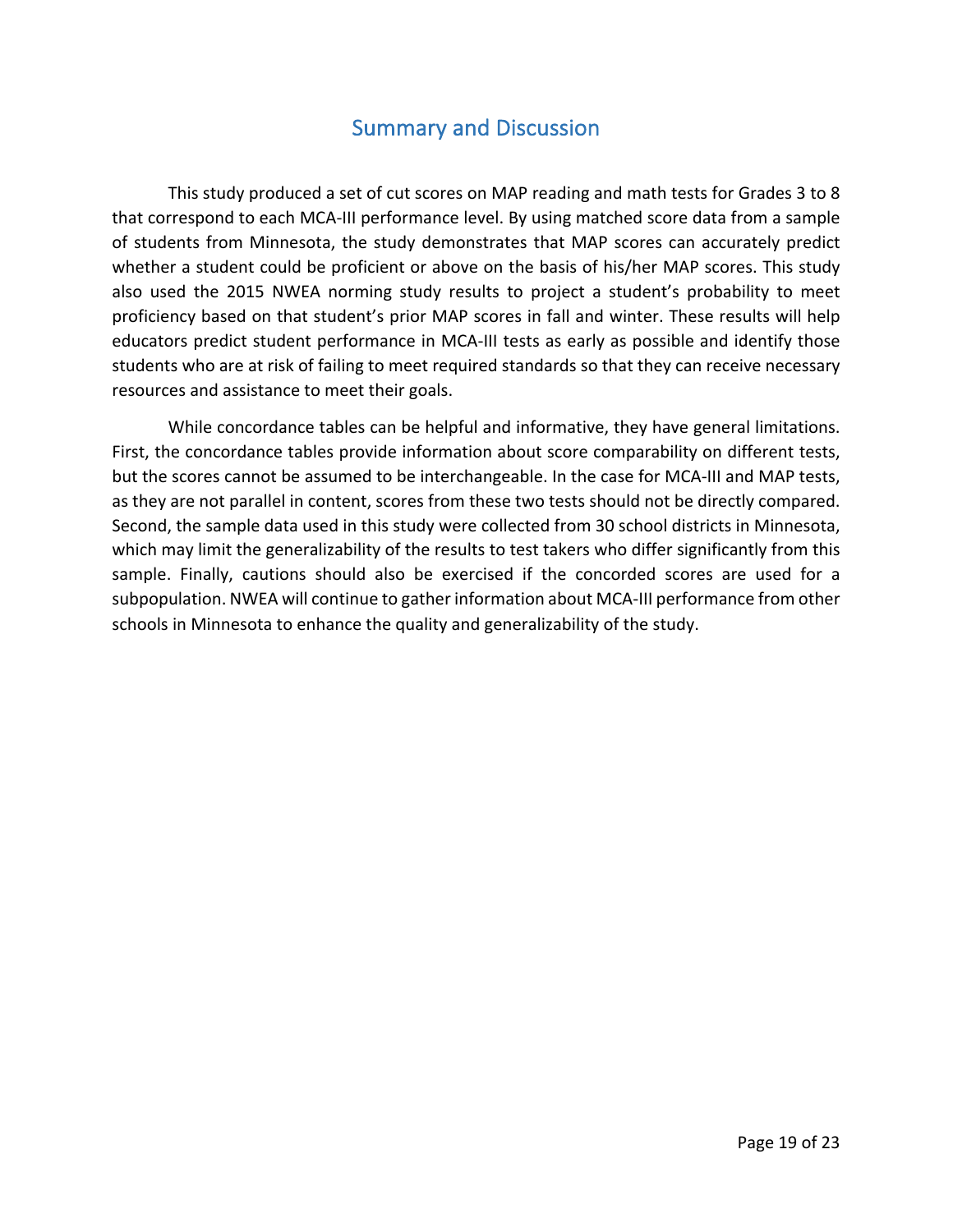## Summary and Discussion

This study produced a set of cut scores on MAP reading and math tests for Grades 3 to 8 that correspond to each MCA-III performance level. By using matched score data from a sample of students from Minnesota, the study demonstrates that MAP scores can accurately predict whether a student could be proficient or above on the basis of his/her MAP scores. This study also used the 2015 NWEA norming study results to project a student's probability to meet proficiency based on that student's prior MAP scores in fall and winter. These results will help educators predict student performance in MCA-III tests as early as possible and identify those students who are at risk of failing to meet required standards so that they can receive necessary resources and assistance to meet their goals.

While concordance tables can be helpful and informative, they have general limitations. First, the concordance tables provide information about score comparability on different tests, but the scores cannot be assumed to be interchangeable. In the case for MCA-III and MAP tests, as they are not parallel in content, scores from these two tests should not be directly compared. Second, the sample data used in this study were collected from 30 school districts in Minnesota, which may limit the generalizability of the results to test takers who differ significantly from this sample. Finally, cautions should also be exercised if the concorded scores are used for a subpopulation. NWEA will continue to gather information about MCA-III performance from other schools in Minnesota to enhance the quality and generalizability of the study.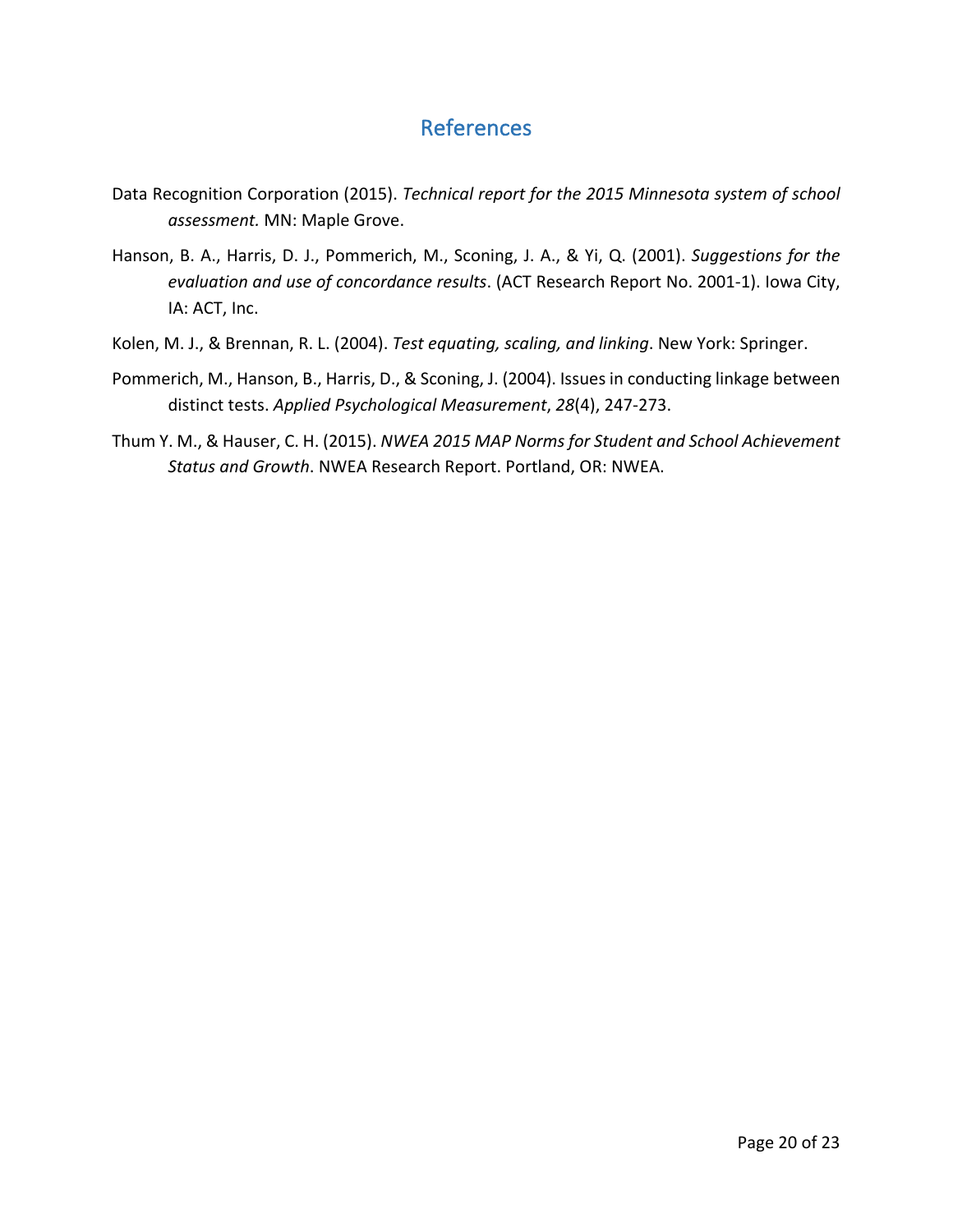# References

Data Recognition Corporation (2015). *Technical report for the 2015 Minnesota system of school assessment.* MN: Maple Grove.

Hanson, B. A., Harris, D. J., Pommerich, M., Sconing, J. A., & Yi, Q. (2001). *Suggestions for the evaluation and use of concordance results*. (ACT Research Report No. 2001-1). Iowa City, IA: ACT, Inc.

Kolen, M. J., & Brennan, R. L. (2004). *Test equating, scaling, and linking*. New York: Springer.

Pommerich, M., Hanson, B., Harris, D., & Sconing, J. (2004). Issues in conducting linkage between distinct tests. *Applied Psychological Measurement*, *28*(4), 247-273.

Thum Y. M., & Hauser, C. H. (2015). *NWEA 2015 MAP Norms for Student and School Achievement Status and Growth*. NWEA Research Report. Portland, OR: NWEA.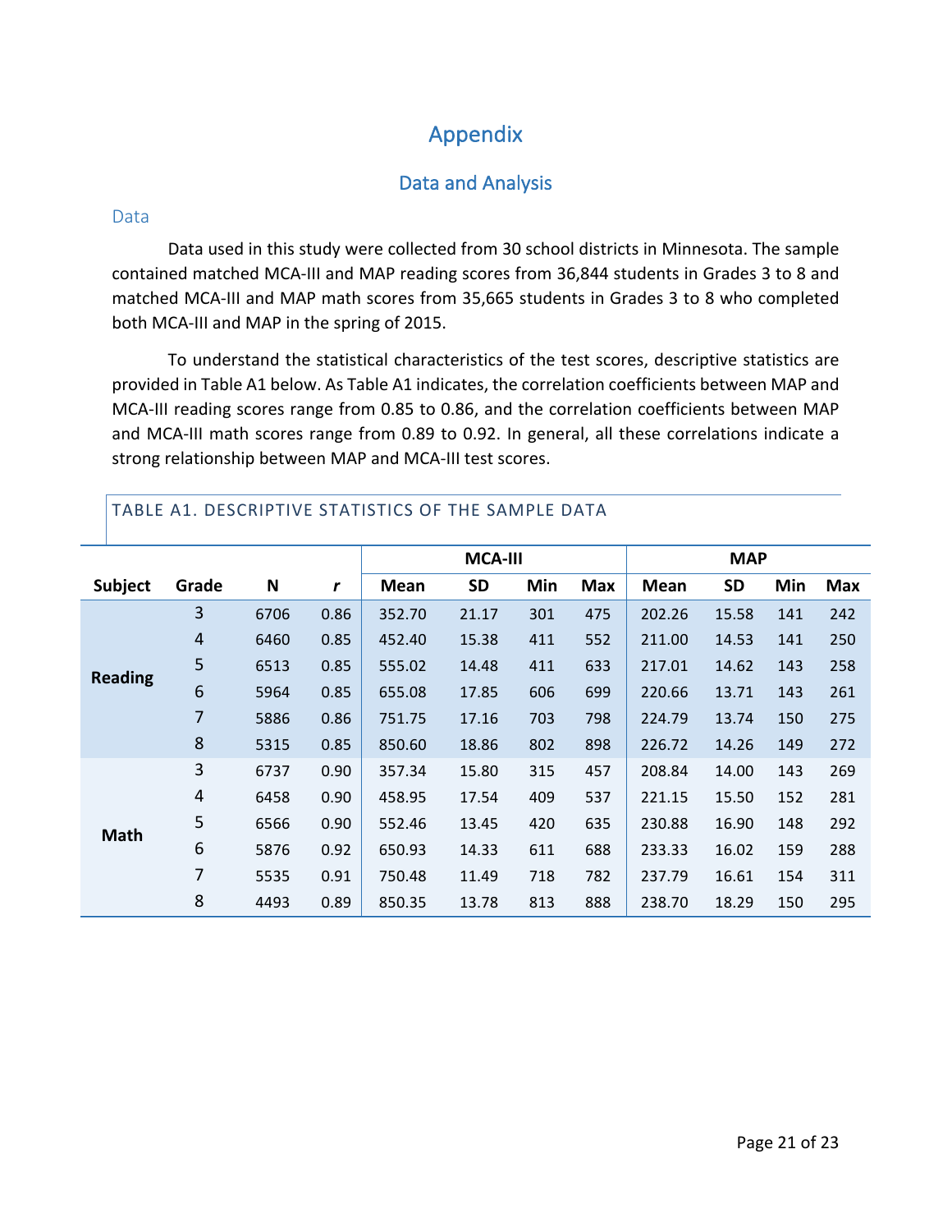# Appendix

## Data and Analysis

### Data

Data used in this study were collected from 30 school districts in Minnesota. The sample contained matched MCA-III and MAP reading scores from 36,844 students in Grades 3 to 8 and matched MCA-III and MAP math scores from 35,665 students in Grades 3 to 8 who completed both MCA-III and MAP in the spring of 2015.

To understand the statistical characteristics of the test scores, descriptive statistics are provided in Table A1 below. As Table A1 indicates, the correlation coefficients between MAP and MCA-III reading scores range from 0.85 to 0.86, and the correlation coefficients between MAP and MCA-III math scores range from 0.89 to 0.92. In general, all these correlations indicate a strong relationship between MAP and MCA-III test scores.

TABLE A1. DESCRIPTIVE STATISTICS OF THE SAMPLE DATA

| | | | | MCA-III | | | | MAP | | | |
|---|---|---|---|---|---|---|---|---|---|---|---|
| **Subject** | **Grade** | **N** | ***r*** | **Mean** | **SD** | **Min** | **Max** | **Mean** | **SD** | **Min** | **Max** |
| **Reading** | 3 | 6706 | 0.86 | 352.70 | 21.17 | 301 | 475 | 202.26 | 15.58 | 141 | 242 |
| | 4 | 6460 | 0.85 | 452.40 | 15.38 | 411 | 552 | 211.00 | 14.53 | 141 | 250 |
| | 5 | 6513 | 0.85 | 555.02 | 14.48 | 411 | 633 | 217.01 | 14.62 | 143 | 258 |
| | 6 | 5964 | 0.85 | 655.08 | 17.85 | 606 | 699 | 220.66 | 13.71 | 143 | 261 |
| | 7 | 5886 | 0.86 | 751.75 | 17.16 | 703 | 798 | 224.79 | 13.74 | 150 | 275 |
| | 8 | 5315 | 0.85 | 850.60 | 18.86 | 802 | 898 | 226.72 | 14.26 | 149 | 272 |
| **Math** | 3 | 6737 | 0.90 | 357.34 | 15.80 | 315 | 457 | 208.84 | 14.00 | 143 | 269 |
| | 4 | 6458 | 0.90 | 458.95 | 17.54 | 409 | 537 | 221.15 | 15.50 | 152 | 281 |
| | 5 | 6566 | 0.90 | 552.46 | 13.45 | 420 | 635 | 230.88 | 16.90 | 148 | 292 |
| | 6 | 5876 | 0.92 | 650.93 | 14.33 | 611 | 688 | 233.33 | 16.02 | 159 | 288 |
| | 7 | 5535 | 0.91 | 750.48 | 11.49 | 718 | 782 | 237.79 | 16.61 | 154 | 311 |
| | 8 | 4493 | 0.89 | 850.35 | 13.78 | 813 | 888 | 238.70 | 18.29 | 150 | 295 |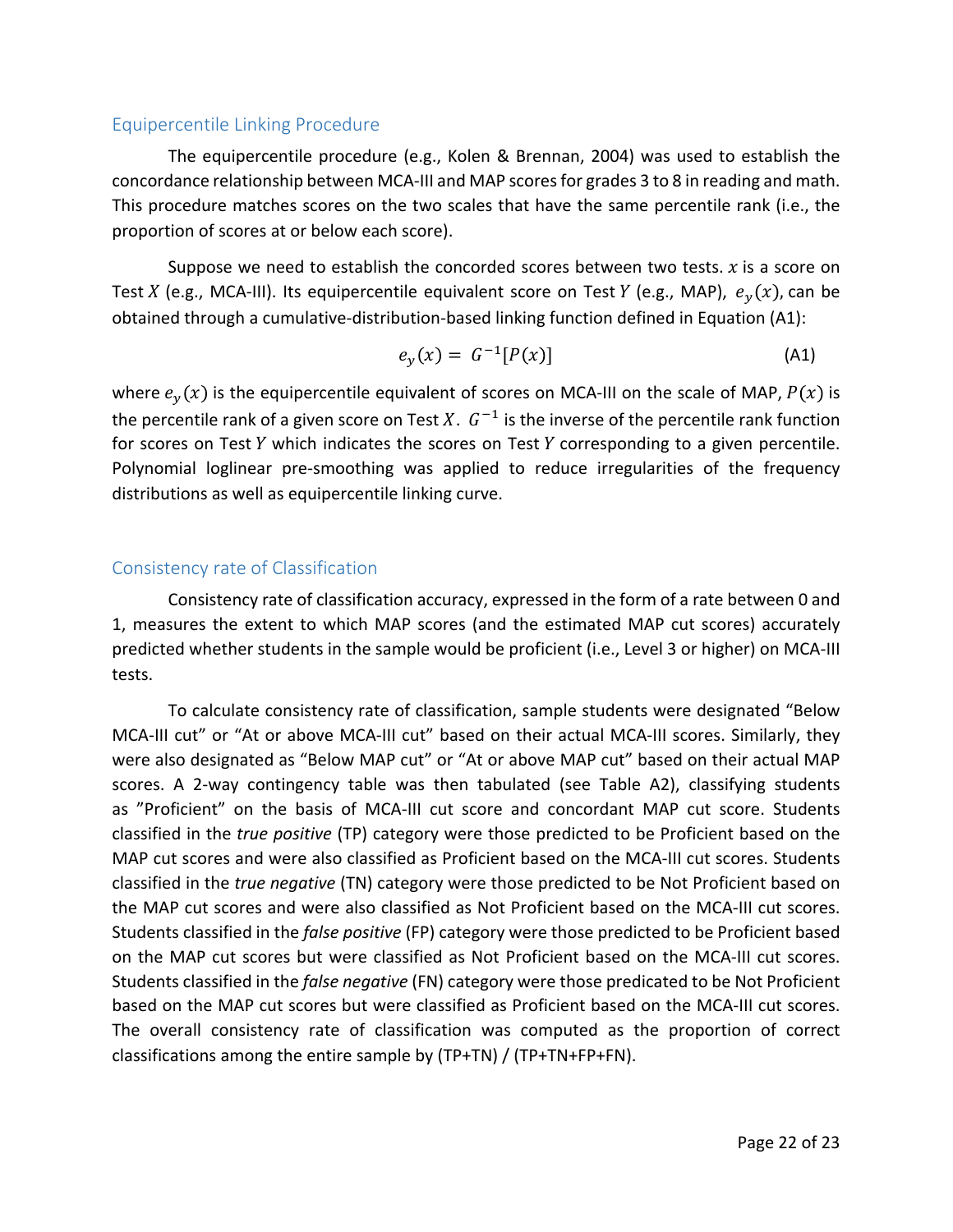## Equipercentile Linking Procedure

The equipercentile procedure (e.g., Kolen & Brennan, 2004) was used to establish the concordance relationship between MCA-III and MAP scores for grades 3 to 8 in reading and math. This procedure matches scores on the two scales that have the same percentile rank (i.e., the proportion of scores at or below each score).

Suppose we need to establish the concorded scores between two tests. $x$ is a score on Test $X$ (e.g., MCA-III). Its equipercentile equivalent score on Test $Y$ (e.g., MAP), $e_y(x)$, can be obtained through a cumulative-distribution-based linking function defined in Equation (A1):

$$e_y(x) = G^{-1}[P(x)] \tag{A1}$$

where $e_y(x)$ is the equipercentile equivalent of scores on MCA-III on the scale of MAP, $P(x)$ is the percentile rank of a given score on Test $X$. $G^{-1}$ is the inverse of the percentile rank function for scores on Test $Y$ which indicates the scores on Test $Y$ corresponding to a given percentile. Polynomial loglinear pre-smoothing was applied to reduce irregularities of the frequency distributions as well as equipercentile linking curve.

## Consistency rate of Classification

Consistency rate of classification accuracy, expressed in the form of a rate between 0 and 1, measures the extent to which MAP scores (and the estimated MAP cut scores) accurately predicted whether students in the sample would be proficient (i.e., Level 3 or higher) on MCA-III tests.

To calculate consistency rate of classification, sample students were designated "Below MCA-III cut" or "At or above MCA-III cut" based on their actual MCA-III scores. Similarly, they were also designated as "Below MAP cut" or "At or above MAP cut" based on their actual MAP scores. A 2-way contingency table was then tabulated (see Table A2), classifying students as "Proficient" on the basis of MCA-III cut score and concordant MAP cut score. Students classified in the *true positive* (TP) category were those predicted to be Proficient based on the MAP cut scores and were also classified as Proficient based on the MCA-III cut scores. Students classified in the *true negative* (TN) category were those predicted to be Not Proficient based on the MAP cut scores and were also classified as Not Proficient based on the MCA-III cut scores. Students classified in the *false positive* (FP) category were those predicted to be Proficient based on the MAP cut scores but were classified as Not Proficient based on the MCA-III cut scores. Students classified in the *false negative* (FN) category were those predicated to be Not Proficient based on the MAP cut scores but were classified as Proficient based on the MCA-III cut scores. The overall consistency rate of classification was computed as the proportion of correct classifications among the entire sample by (TP+TN) / (TP+TN+FP+FN).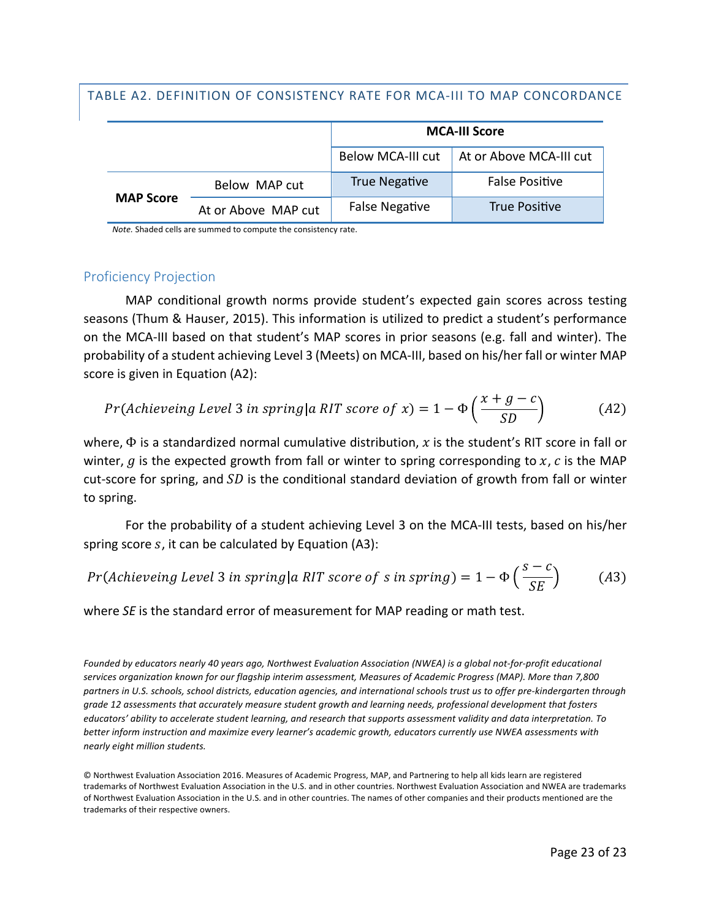### TABLE A2. DEFINITION OF CONSISTENCY RATE FOR MCA-III TO MAP CONCORDANCE

| | | MCA-III Score | |
|---|---|---|---|
| | | Below MCA-III cut | At or Above MCA-III cut |
| **MAP Score** | Below MAP cut | True Negative | False Positive |
| | At or Above MAP cut | False Negative | True Positive |

*Note.* Shaded cells are summed to compute the consistency rate.

## Proficiency Projection

MAP conditional growth norms provide student's expected gain scores across testing seasons (Thum & Hauser, 2015). This information is utilized to predict a student's performance on the MCA-III based on that student's MAP scores in prior seasons (e.g. fall and winter). The probability of a student achieving Level 3 (Meets) on MCA-III, based on his/her fall or winter MAP score is given in Equation (A2):

$$Pr(Achieveing\ Level\ 3\ in\ spring | a\ RIT\ score\ of\ x) = 1 - \Phi\left(\frac{x + g - c}{SD}\right) \qquad (A2)$$

where, $\Phi$ is a standardized normal cumulative distribution, $x$ is the student's RIT score in fall or winter, $g$ is the expected growth from fall or winter to spring corresponding to $x$, $c$ is the MAP cut-score for spring, and $SD$ is the conditional standard deviation of growth from fall or winter to spring.

For the probability of a student achieving Level 3 on the MCA-III tests, based on his/her spring score $s$, it can be calculated by Equation (A3):

$$Pr(Achieveing\ Level\ 3\ in\ spring | a\ RIT\ score\ of\ s\ in\ spring) = 1 - \Phi\left(\frac{s - c}{SE}\right) \qquad (A3)$$

where *SE* is the standard error of measurement for MAP reading or math test.

*Founded by educators nearly 40 years ago, Northwest Evaluation Association (NWEA) is a global not-for-profit educational services organization known for our flagship interim assessment, Measures of Academic Progress (MAP). More than 7,800 partners in U.S. schools, school districts, education agencies, and international schools trust us to offer pre-kindergarten through grade 12 assessments that accurately measure student growth and learning needs, professional development that fosters educators' ability to accelerate student learning, and research that supports assessment validity and data interpretation. To better inform instruction and maximize every learner's academic growth, educators currently use NWEA assessments with nearly eight million students.*

© Northwest Evaluation Association 2016. Measures of Academic Progress, MAP, and Partnering to help all kids learn are registered trademarks of Northwest Evaluation Association in the U.S. and in other countries. Northwest Evaluation Association and NWEA are trademarks of Northwest Evaluation Association in the U.S. and in other countries. The names of other companies and their products mentioned are the trademarks of their respective owners.